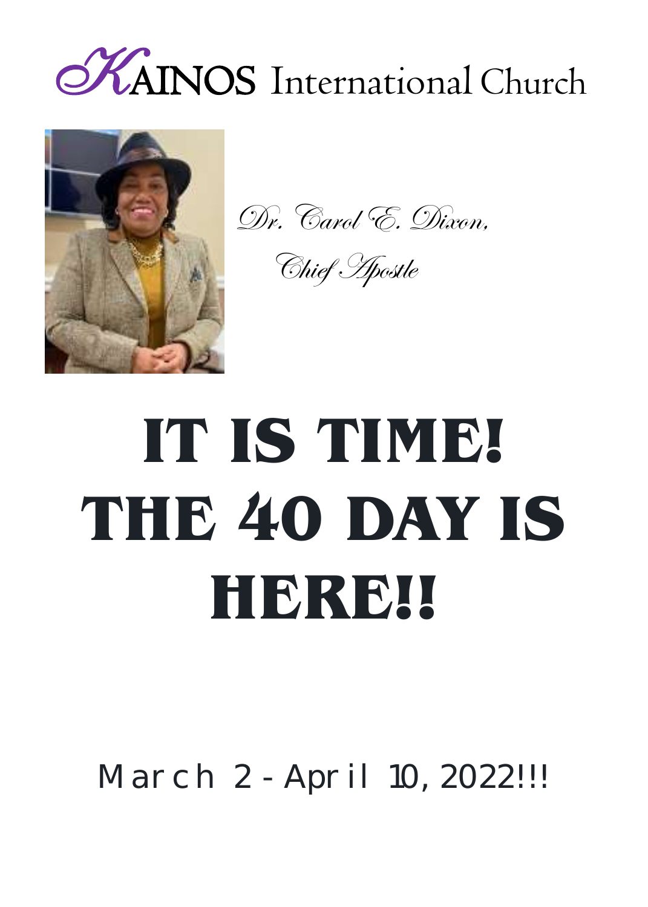# KAINOS International Church

*Dr. Carol E. Dixon,*

*Chief Apostle*

# IT IS TIME! THE 40 DAY IS HERE!!

March 2 - April 10, 2022!!!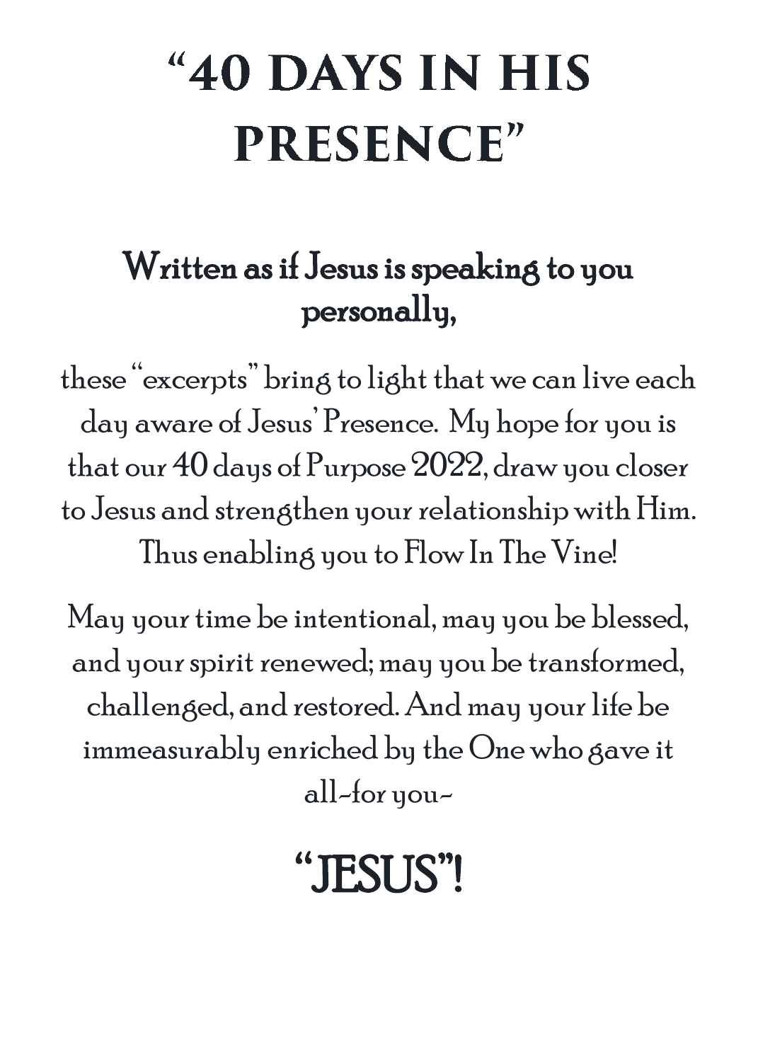# "40 DAYS IN HIS PRESENCE"

## Written as if Jesus is speaking to you personally,

these "excerpts" bring to light that we can live each day aware of Jesus' Presence. My hope for you is that our 40 days of Purpose 2022, draw you closer to Jesus and strengthen your relationship with Him. Thus enabling you to Flow In The Vine!

May your time be intentional, may you be blessed, and your spirit renewed; may you be transformed, challenged, and restored. And may your life be immeasurably enriched by the One who gave it all~for you~

# "JESUS"!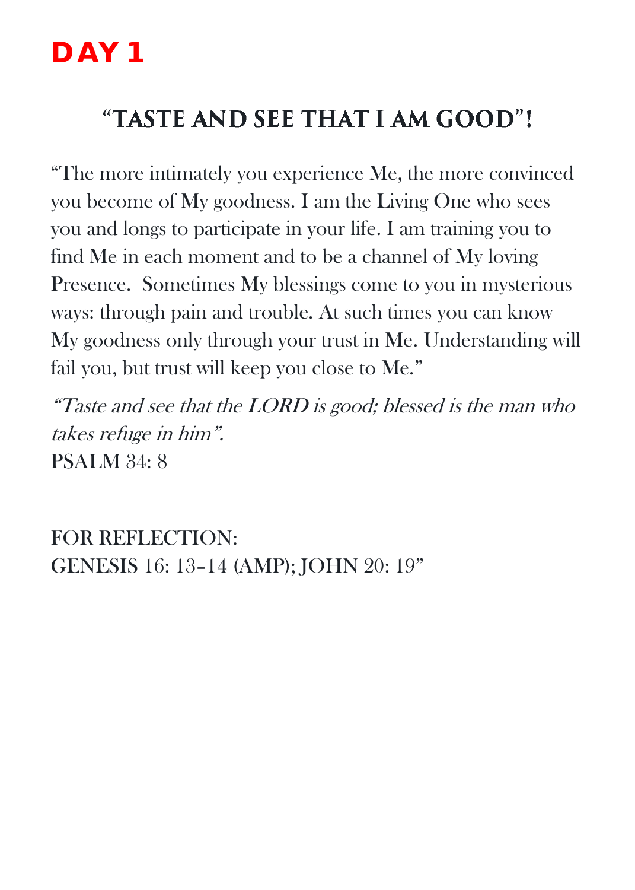# DAY 1

## "TASTE AND SEE THAT I AM GOOD"!

"The more intimately you experience Me, the more convinced you become of My goodness. I am the Living One who sees you and longs to participate in your life. I am training you to find Me in each moment and to be a channel of My loving Presence.  Sometimes My blessings come to you in mysterious ways: through pain and trouble. At such times you can know My goodness only through your trust in Me. Understanding will fail you, but trust will keep you close to Me."

*"Taste and see that the LORD is good; blessed is the man who takes refuge in him".*
PSALM 34: 8

FOR REFLECTION:
GENESIS 16: 13–14 (AMP); JOHN 20: 19"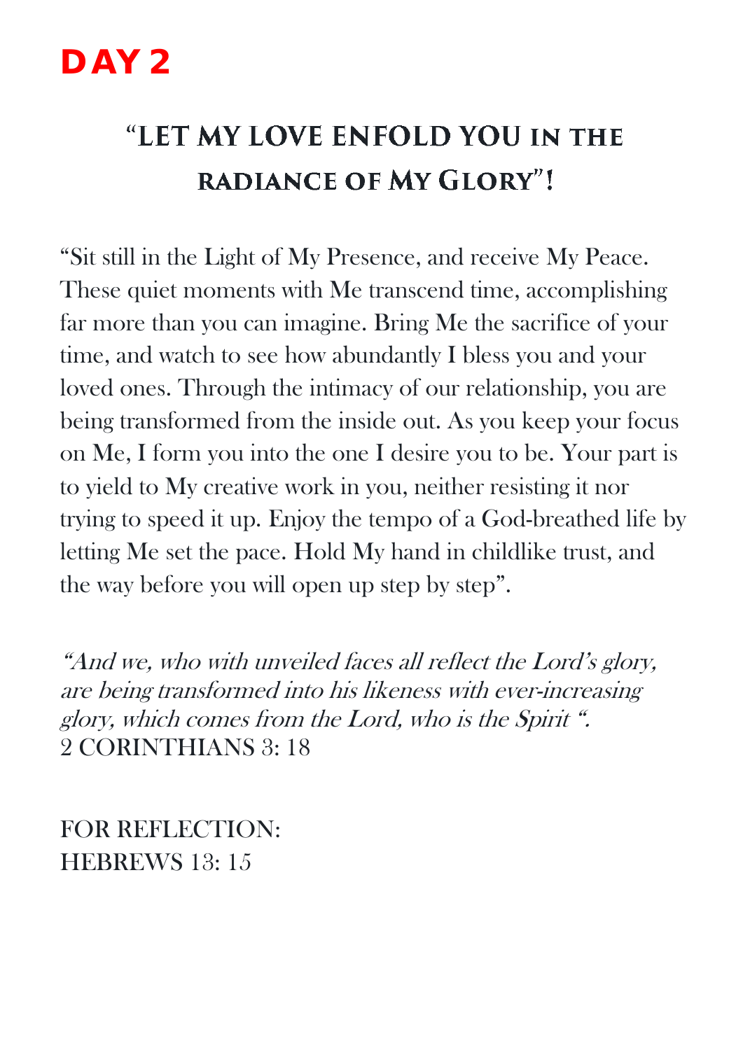# DAY 2

## "LET MY LOVE ENFOLD YOU IN THE RADIANCE OF MY GLORY"!

"Sit still in the Light of My Presence, and receive My Peace. These quiet moments with Me transcend time, accomplishing far more than you can imagine. Bring Me the sacrifice of your time, and watch to see how abundantly I bless you and your loved ones. Through the intimacy of our relationship, you are being transformed from the inside out. As you keep your focus on Me, I form you into the one I desire you to be. Your part is to yield to My creative work in you, neither resisting it nor trying to speed it up. Enjoy the tempo of a God-breathed life by letting Me set the pace. Hold My hand in childlike trust, and the way before you will open up step by step".

*"And we, who with unveiled faces all reflect the Lord's glory, are being transformed into his likeness with ever-increasing glory, which comes from the Lord, who is the Spirit ".*
2 CORINTHIANS 3: 18

FOR REFLECTION:
HEBREWS 13: 15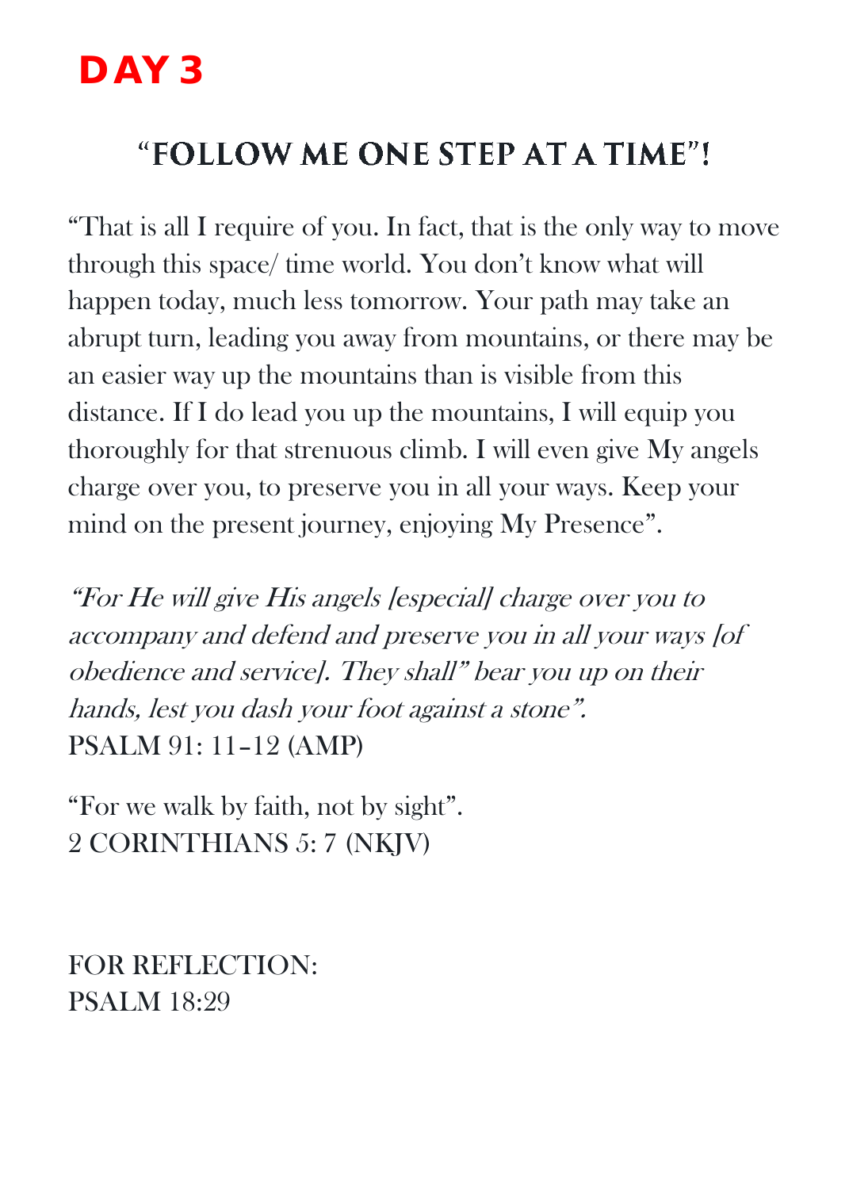# DAY 3

## "FOLLOW ME ONE STEP AT A TIME"!

"That is all I require of you. In fact, that is the only way to move through this space/ time world. You don't know what will happen today, much less tomorrow. Your path may take an abrupt turn, leading you away from mountains, or there may be an easier way up the mountains than is visible from this distance. If I do lead you up the mountains, I will equip you thoroughly for that strenuous climb. I will even give My angels charge over you, to preserve you in all your ways. Keep your mind on the present journey, enjoying My Presence".

*"For He will give His angels [especial] charge over you to accompany and defend and preserve you in all your ways [of obedience and service]. They shall" bear you up on their hands, lest you dash your foot against a stone".*
PSALM 91: 11–12 (AMP)

"For we walk by faith, not by sight".
2 CORINTHIANS 5: 7 (NKJV)

FOR REFLECTION:
PSALM 18:29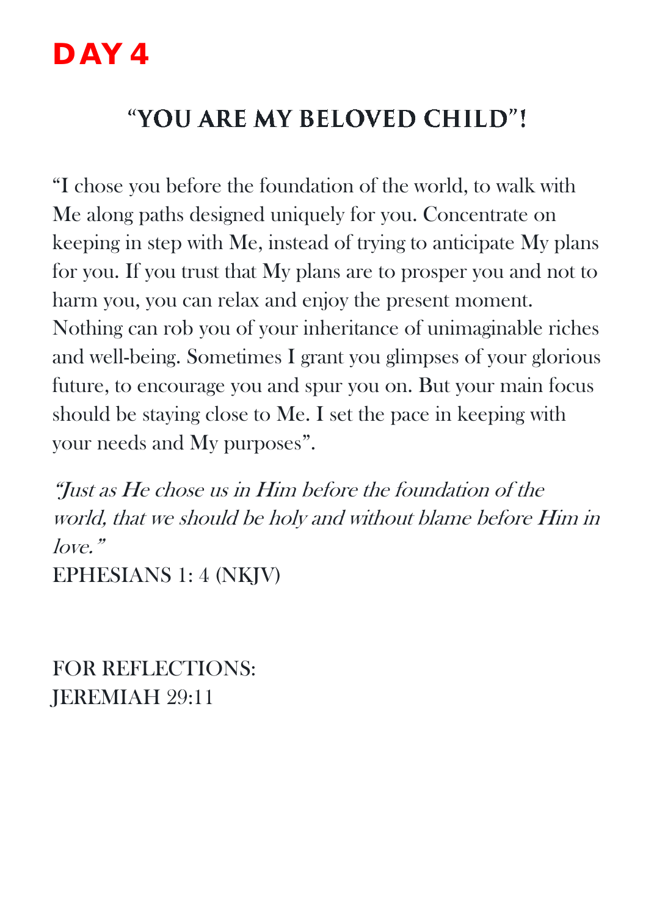# DAY 4

## “YOU ARE MY BELOVED CHILD”!

“I chose you before the foundation of the world, to walk with Me along paths designed uniquely for you. Concentrate on keeping in step with Me, instead of trying to anticipate My plans for you. If you trust that My plans are to prosper you and not to harm you, you can relax and enjoy the present moment. Nothing can rob you of your inheritance of unimaginable riches and well-being. Sometimes I grant you glimpses of your glorious future, to encourage you and spur you on. But your main focus should be staying close to Me. I set the pace in keeping with your needs and My purposes”.

*“Just as He chose us in Him before the foundation of the world, that we should be holy and without blame before Him in love.”*
EPHESIANS 1: 4 (NKJV)

FOR REFLECTIONS:
JEREMIAH 29:11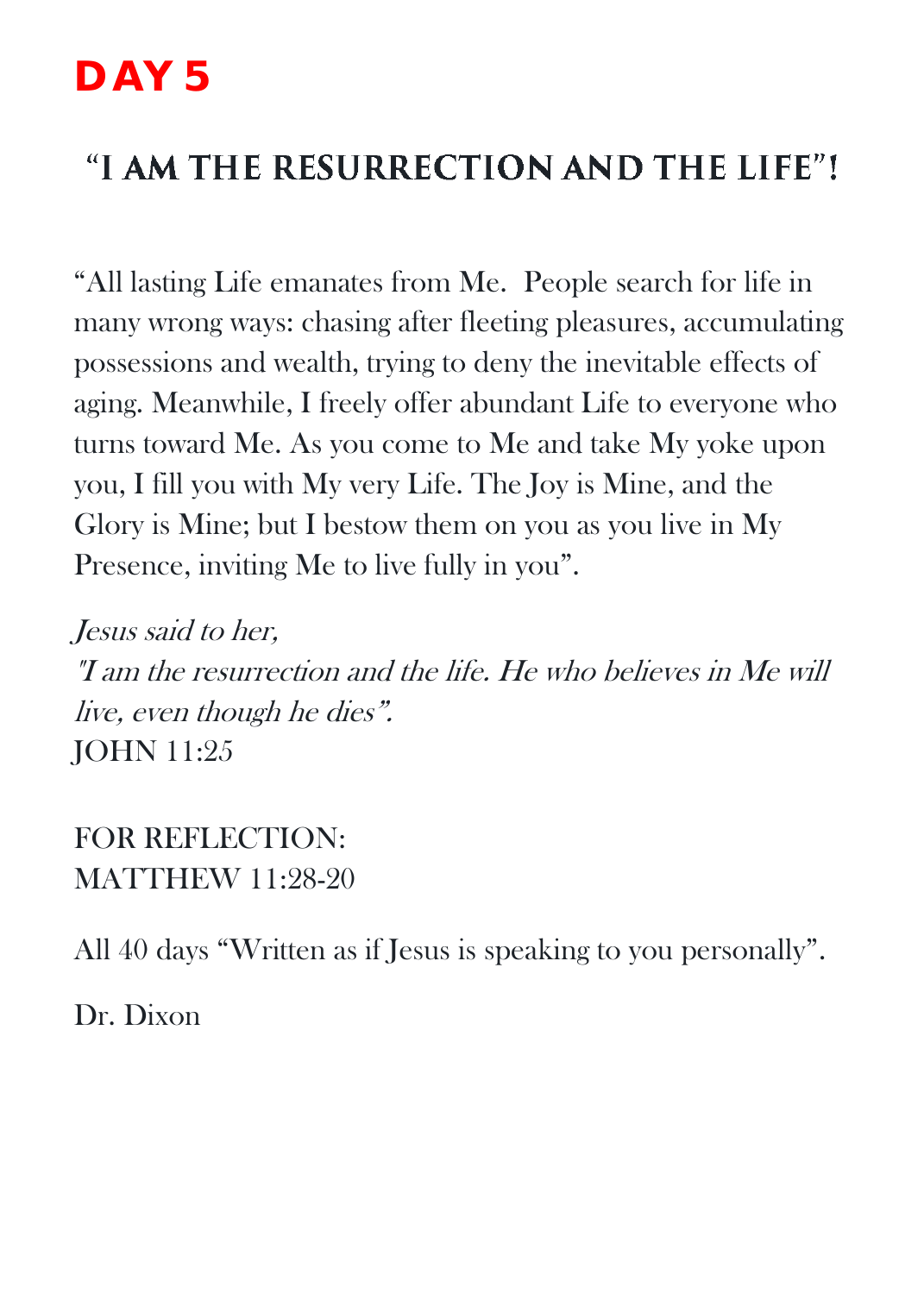# DAY 5

## "I AM THE RESURRECTION AND THE LIFE"!

"All lasting Life emanates from Me.  People search for life in many wrong ways: chasing after fleeting pleasures, accumulating possessions and wealth, trying to deny the inevitable effects of aging. Meanwhile, I freely offer abundant Life to everyone who turns toward Me. As you come to Me and take My yoke upon you, I fill you with My very Life. The Joy is Mine, and the Glory is Mine; but I bestow them on you as you live in My Presence, inviting Me to live fully in you".

*Jesus said to her,*
*"I am the resurrection and the life. He who believes in Me will live, even though he dies".*
JOHN 11:25

FOR REFLECTION:
MATTHEW 11:28-20

All 40 days "Written as if Jesus is speaking to you personally".

Dr. Dixon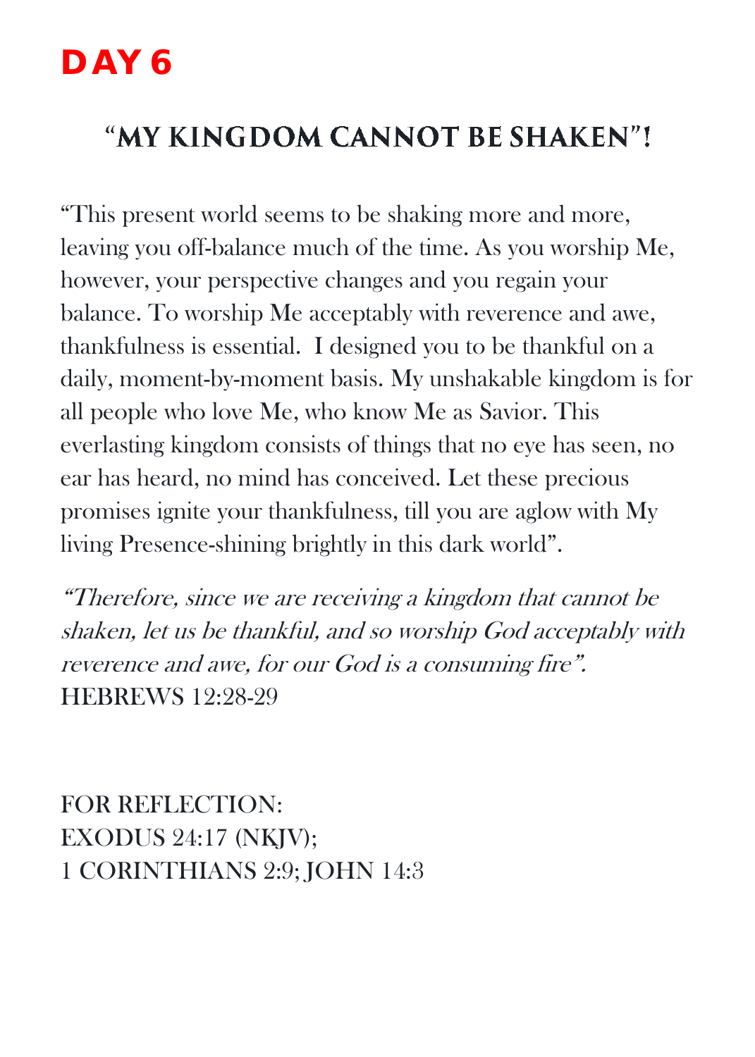# DAY 6

## "MY KINGDOM CANNOT BE SHAKEN"!

"This present world seems to be shaking more and more, leaving you off-balance much of the time. As you worship Me, however, your perspective changes and you regain your balance. To worship Me acceptably with reverence and awe, thankfulness is essential. I designed you to be thankful on a daily, moment-by-moment basis. My unshakable kingdom is for all people who love Me, who know Me as Savior. This everlasting kingdom consists of things that no eye has seen, no ear has heard, no mind has conceived. Let these precious promises ignite your thankfulness, till you are aglow with My living Presence-shining brightly in this dark world".

*"Therefore, since we are receiving a kingdom that cannot be shaken, let us be thankful, and so worship God acceptably with reverence and awe, for our God is a consuming fire".*
HEBREWS 12:28-29

FOR REFLECTION:
EXODUS 24:17 (NKJV);
1 CORINTHIANS 2:9; JOHN 14:3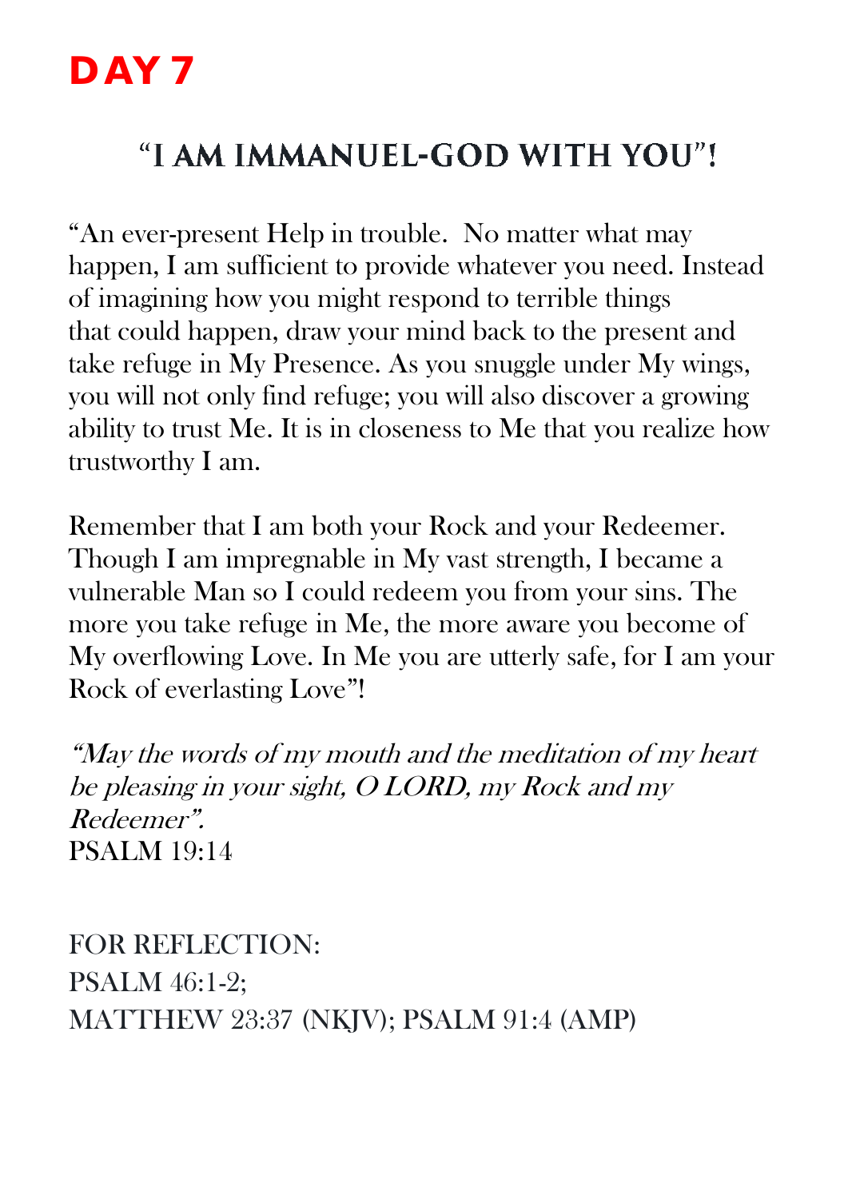# DAY 7

## "I AM IMMANUEL-GOD WITH YOU"!

"An ever-present Help in trouble.  No matter what may happen, I am sufficient to provide whatever you need. Instead of imagining how you might respond to terrible things that could happen, draw your mind back to the present and take refuge in My Presence. As you snuggle under My wings, you will not only find refuge; you will also discover a growing ability to trust Me. It is in closeness to Me that you realize how trustworthy I am.

Remember that I am both your Rock and your Redeemer. Though I am impregnable in My vast strength, I became a vulnerable Man so I could redeem you from your sins. The more you take refuge in Me, the more aware you become of My overflowing Love. In Me you are utterly safe, for I am your Rock of everlasting Love"!

*"May the words of my mouth and the meditation of my heart be pleasing in your sight, O LORD, my Rock and my Redeemer".*
PSALM 19:14

FOR REFLECTION:
PSALM 46:1-2;
MATTHEW 23:37 (NKJV); PSALM 91:4 (AMP)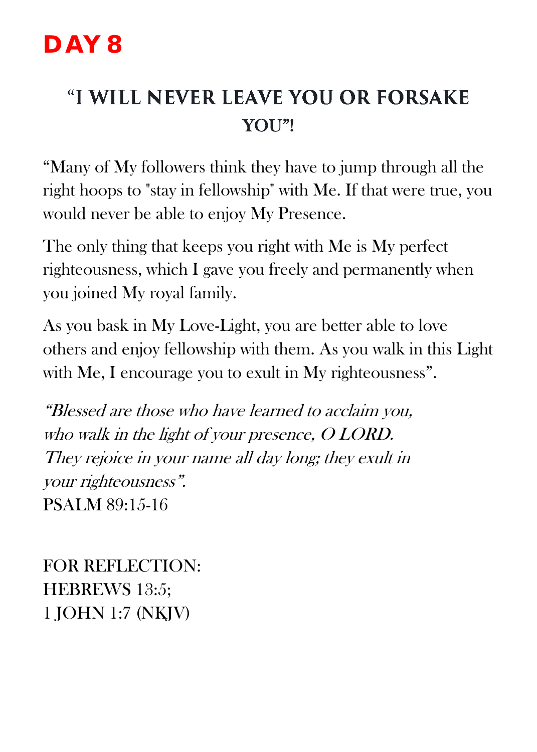# DAY 8

## "I WILL NEVER LEAVE YOU OR FORSAKE YOU"!

"Many of My followers think they have to jump through all the right hoops to "stay in fellowship" with Me. If that were true, you would never be able to enjoy My Presence.

The only thing that keeps you right with Me is My perfect righteousness, which I gave you freely and permanently when you joined My royal family.

As you bask in My Love-Light, you are better able to love others and enjoy fellowship with them. As you walk in this Light with Me, I encourage you to exult in My righteousness".

*"Blessed are those who have learned to acclaim you,*
*who walk in the light of your presence, O LORD.*
*They rejoice in your name all day long; they exult in your righteousness".*
PSALM 89:15-16

FOR REFLECTION:
HEBREWS 13:5;
1 JOHN 1:7 (NKJV)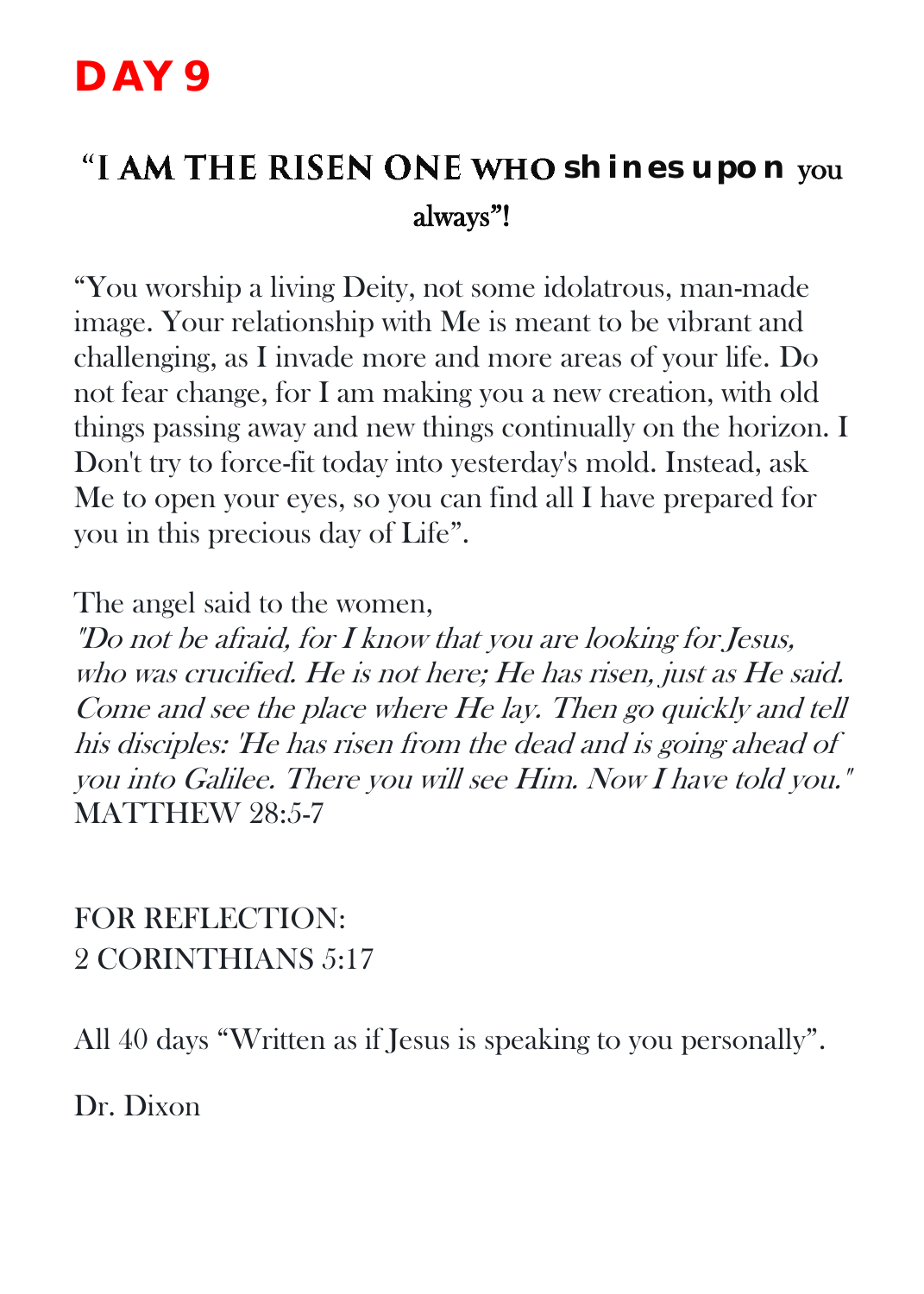# DAY 9

## "I AM THE RISEN ONE WHO shines upon you always"!

"You worship a living Deity, not some idolatrous, man-made image. Your relationship with Me is meant to be vibrant and challenging, as I invade more and more areas of your life. Do not fear change, for I am making you a new creation, with old things passing away and new things continually on the horizon. I Don't try to force-fit today into yesterday's mold. Instead, ask Me to open your eyes, so you can find all I have prepared for you in this precious day of Life".

The angel said to the women,
*"Do not be afraid, for I know that you are looking for Jesus, who was crucified. He is not here; He has risen, just as He said. Come and see the place where He lay. Then go quickly and tell his disciples: 'He has risen from the dead and is going ahead of you into Galilee. There you will see Him. Now I have told you."*
MATTHEW 28:5-7

FOR REFLECTION:
2 CORINTHIANS 5:17

All 40 days "Written as if Jesus is speaking to you personally".

Dr. Dixon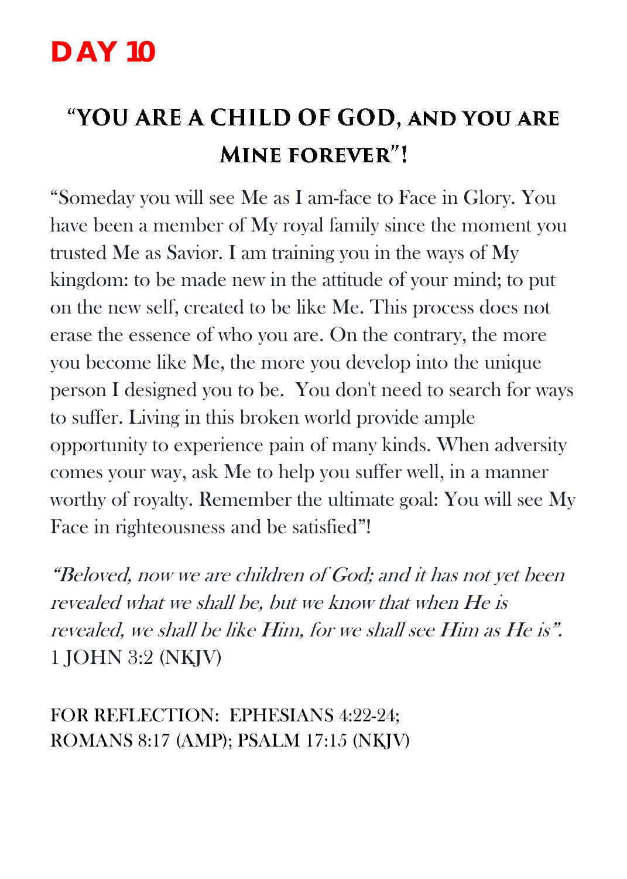# DAY 10

## "YOU ARE A CHILD OF GOD, AND YOU ARE MINE FOREVER"!

"Someday you will see Me as I am-face to Face in Glory. You have been a member of My royal family since the moment you trusted Me as Savior. I am training you in the ways of My kingdom: to be made new in the attitude of your mind; to put on the new self, created to be like Me. This process does not erase the essence of who you are. On the contrary, the more you become like Me, the more you develop into the unique person I designed you to be. You don't need to search for ways to suffer. Living in this broken world provide ample opportunity to experience pain of many kinds. When adversity comes your way, ask Me to help you suffer well, in a manner worthy of royalty. Remember the ultimate goal: You will see My Face in righteousness and be satisfied"!

*"Beloved, now we are children of God; and it has not yet been revealed what we shall be, but we know that when He is revealed, we shall be like Him, for we shall see Him as He is".* 1 JOHN 3:2 (NKJV)

FOR REFLECTION: EPHESIANS 4:22-24; ROMANS 8:17 (AMP); PSALM 17:15 (NKJV)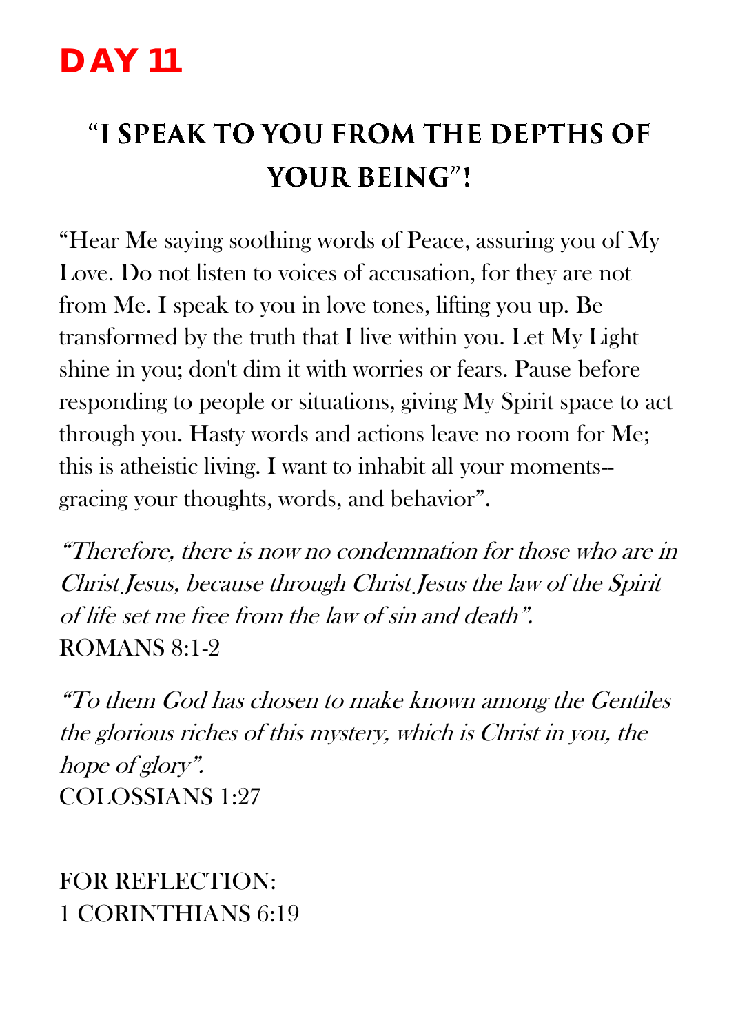# DAY 11

## "I SPEAK TO YOU FROM THE DEPTHS OF YOUR BEING"!

"Hear Me saying soothing words of Peace, assuring you of My Love. Do not listen to voices of accusation, for they are not from Me. I speak to you in love tones, lifting you up. Be transformed by the truth that I live within you. Let My Light shine in you; don't dim it with worries or fears. Pause before responding to people or situations, giving My Spirit space to act through you. Hasty words and actions leave no room for Me; this is atheistic living. I want to inhabit all your moments--gracing your thoughts, words, and behavior".

*"Therefore, there is now no condemnation for those who are in Christ Jesus, because through Christ Jesus the law of the Spirit of life set me free from the law of sin and death".*
ROMANS 8:1-2

*"To them God has chosen to make known among the Gentiles the glorious riches of this mystery, which is Christ in you, the hope of glory".*
COLOSSIANS 1:27

FOR REFLECTION:
1 CORINTHIANS 6:19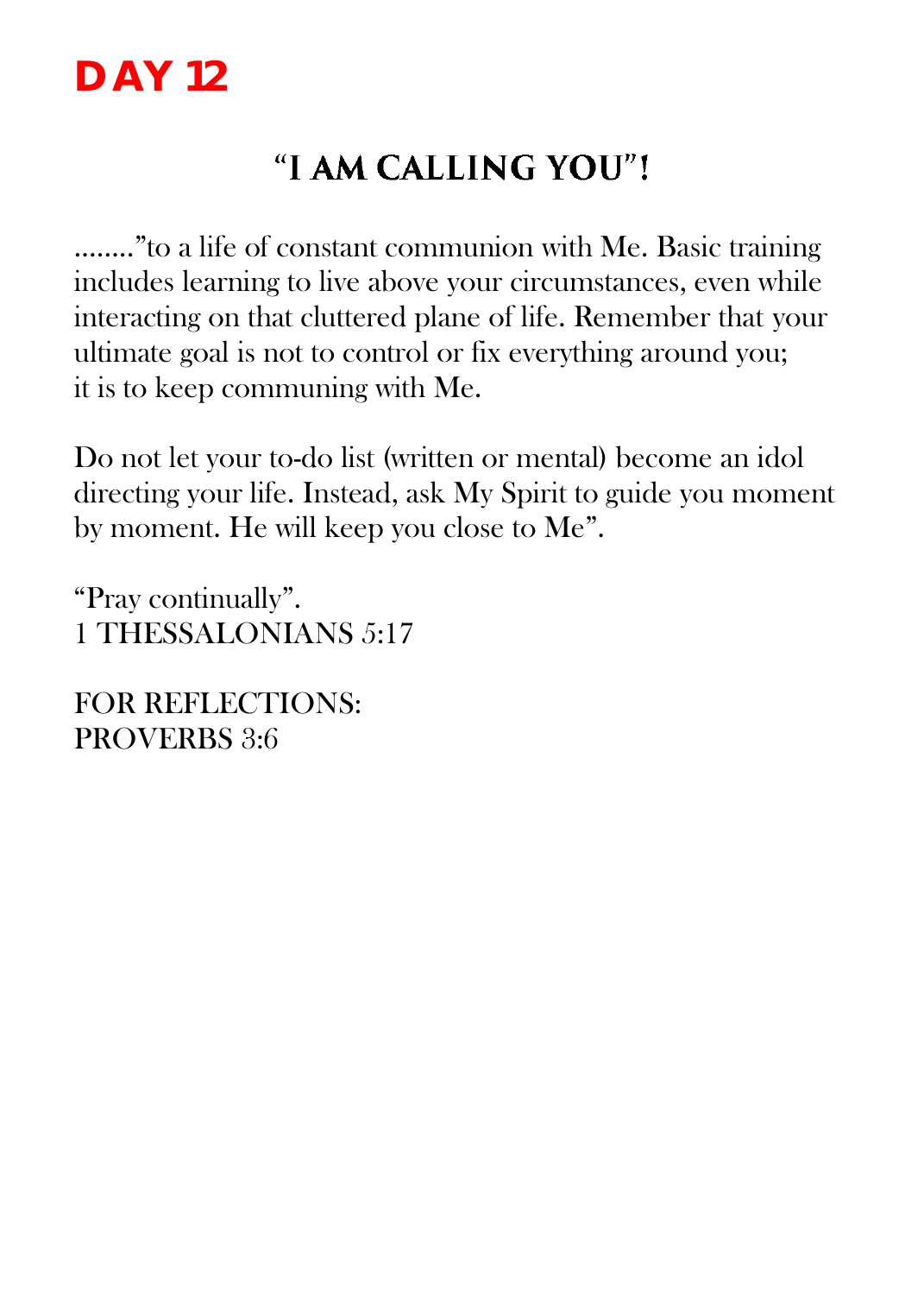# DAY 12

## "I AM CALLING YOU"!

........"to a life of constant communion with Me. Basic training includes learning to live above your circumstances, even while interacting on that cluttered plane of life. Remember that your ultimate goal is not to control or fix everything around you; it is to keep communing with Me.

Do not let your to-do list (written or mental) become an idol directing your life. Instead, ask My Spirit to guide you moment by moment. He will keep you close to Me".

"Pray continually".
1 THESSALONIANS 5:17

FOR REFLECTIONS:
PROVERBS 3:6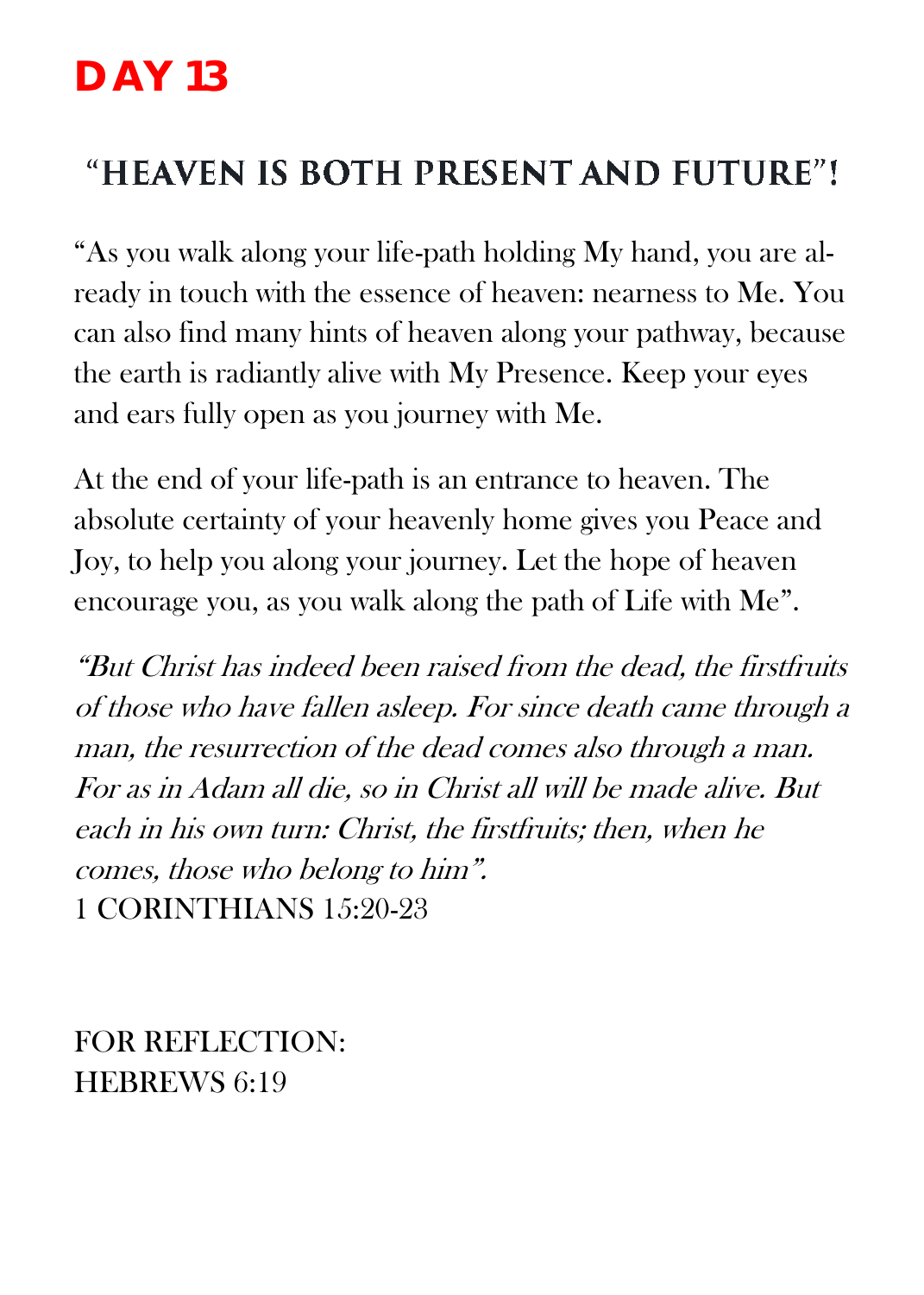# DAY 13

## "HEAVEN IS BOTH PRESENT AND FUTURE"!

"As you walk along your life-path holding My hand, you are already in touch with the essence of heaven: nearness to Me. You can also find many hints of heaven along your pathway, because the earth is radiantly alive with My Presence. Keep your eyes and ears fully open as you journey with Me.

At the end of your life-path is an entrance to heaven. The absolute certainty of your heavenly home gives you Peace and Joy, to help you along your journey. Let the hope of heaven encourage you, as you walk along the path of Life with Me".

*"But Christ has indeed been raised from the dead, the firstfruits of those who have fallen asleep. For since death came through a man, the resurrection of the dead comes also through a man. For as in Adam all die, so in Christ all will be made alive. But each in his own turn: Christ, the firstfruits; then, when he comes, those who belong to him".*
1 CORINTHIANS 15:20-23

FOR REFLECTION:
HEBREWS 6:19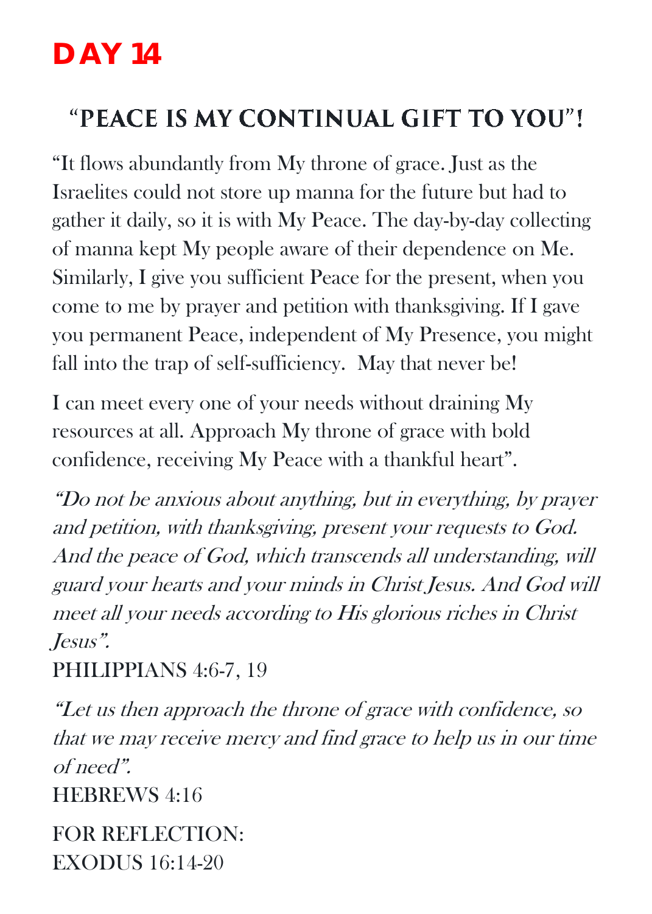# DAY 14

## "PEACE IS MY CONTINUAL GIFT TO YOU"!

"It flows abundantly from My throne of grace. Just as the Israelites could not store up manna for the future but had to gather it daily, so it is with My Peace. The day-by-day collecting of manna kept My people aware of their dependence on Me. Similarly, I give you sufficient Peace for the present, when you come to me by prayer and petition with thanksgiving. If I gave you permanent Peace, independent of My Presence, you might fall into the trap of self-sufficiency. May that never be!

I can meet every one of your needs without draining My resources at all. Approach My throne of grace with bold confidence, receiving My Peace with a thankful heart".

*"Do not be anxious about anything, but in everything, by prayer and petition, with thanksgiving, present your requests to God. And the peace of God, which transcends all understanding, will guard your hearts and your minds in Christ Jesus. And God will meet all your needs according to His glorious riches in Christ Jesus".*
PHILIPPIANS 4:6-7, 19

*"Let us then approach the throne of grace with confidence, so that we may receive mercy and find grace to help us in our time of need".*
HEBREWS 4:16

FOR REFLECTION:
EXODUS 16:14-20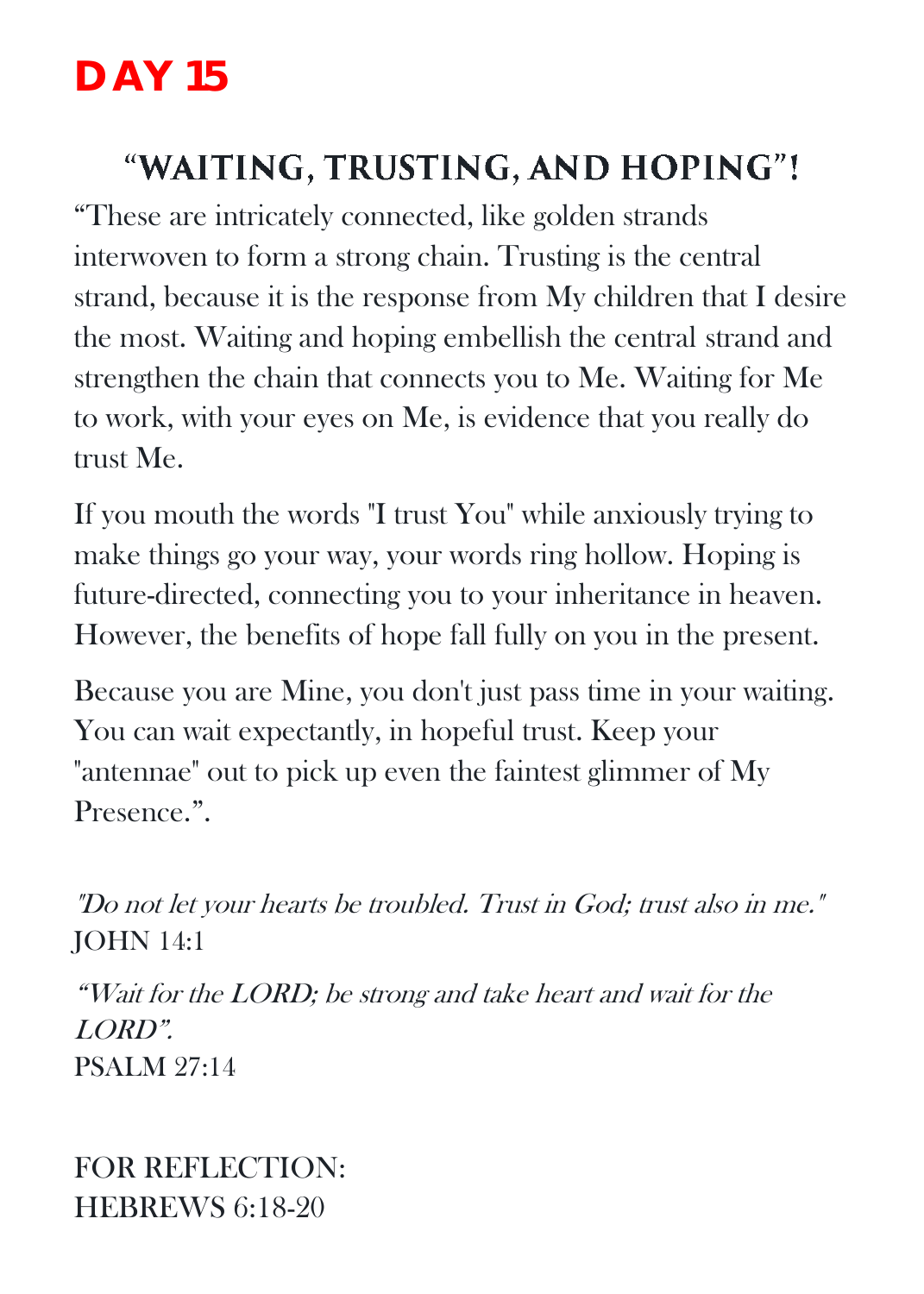# DAY 15

## "WAITING, TRUSTING, AND HOPING"!

"These are intricately connected, like golden strands interwoven to form a strong chain. Trusting is the central strand, because it is the response from My children that I desire the most. Waiting and hoping embellish the central strand and strengthen the chain that connects you to Me. Waiting for Me to work, with your eyes on Me, is evidence that you really do trust Me.

If you mouth the words "I trust You" while anxiously trying to make things go your way, your words ring hollow. Hoping is future-directed, connecting you to your inheritance in heaven. However, the benefits of hope fall fully on you in the present.

Because you are Mine, you don't just pass time in your waiting. You can wait expectantly, in hopeful trust. Keep your "antennae" out to pick up even the faintest glimmer of My Presence.".

*"Do not let your hearts be troubled. Trust in God; trust also in me."*
JOHN 14:1

*"Wait for the LORD; be strong and take heart and wait for the LORD".*
PSALM 27:14

FOR REFLECTION:
HEBREWS 6:18-20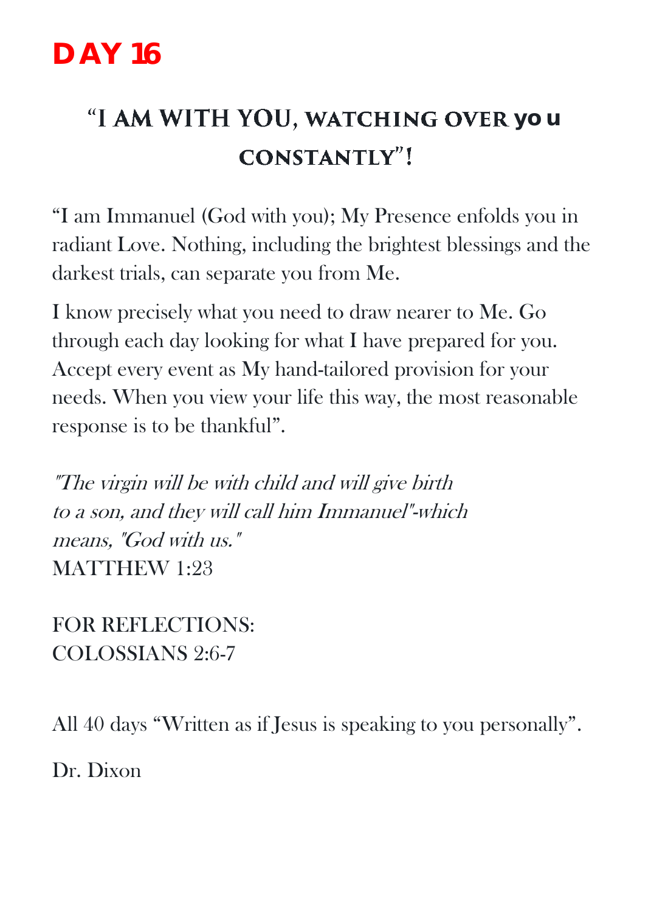# DAY 16

## "I AM WITH YOU, WATCHING OVER you CONSTANTLY"!

"I am Immanuel (God with you); My Presence enfolds you in radiant Love. Nothing, including the brightest blessings and the darkest trials, can separate you from Me.

I know precisely what you need to draw nearer to Me. Go through each day looking for what I have prepared for you. Accept every event as My hand-tailored provision for your needs. When you view your life this way, the most reasonable response is to be thankful".

*"The virgin will be with child and will give birth to a son, and they will call him Immanuel"-which means, "God with us."*
MATTHEW 1:23

FOR REFLECTIONS:
COLOSSIANS 2:6-7

All 40 days "Written as if Jesus is speaking to you personally".

Dr. Dixon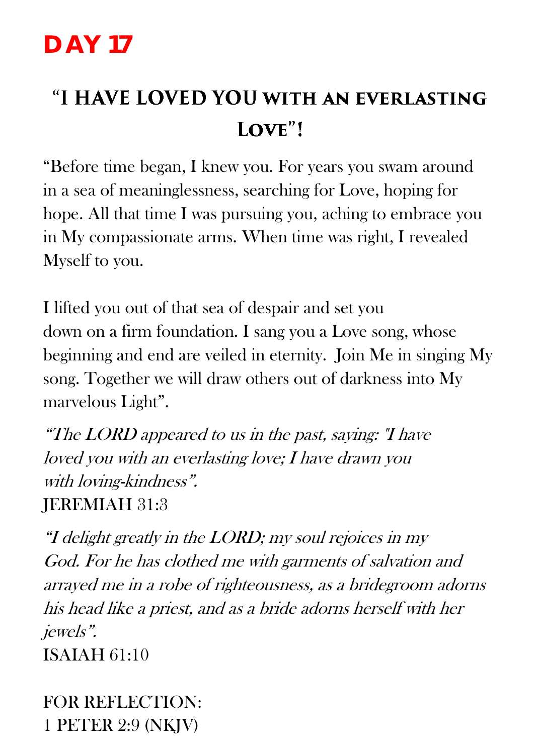# DAY 17

## "I HAVE LOVED YOU WITH AN EVERLASTING LOVE"!

"Before time began, I knew you. For years you swam around in a sea of meaninglessness, searching for Love, hoping for hope. All that time I was pursuing you, aching to embrace you in My compassionate arms. When time was right, I revealed Myself to you.

I lifted you out of that sea of despair and set you down on a firm foundation. I sang you a Love song, whose beginning and end are veiled in eternity. Join Me in singing My song. Together we will draw others out of darkness into My marvelous Light".

*"The LORD appeared to us in the past, saying: "I have loved you with an everlasting love; I have drawn you with loving-kindness".*
JEREMIAH 31:3

*"I delight greatly in the LORD; my soul rejoices in my God. For he has clothed me with garments of salvation and arrayed me in a robe of righteousness, as a bridegroom adorns his head like a priest, and as a bride adorns herself with her jewels".*
ISAIAH 61:10

FOR REFLECTION:
1 PETER 2:9 (NKJV)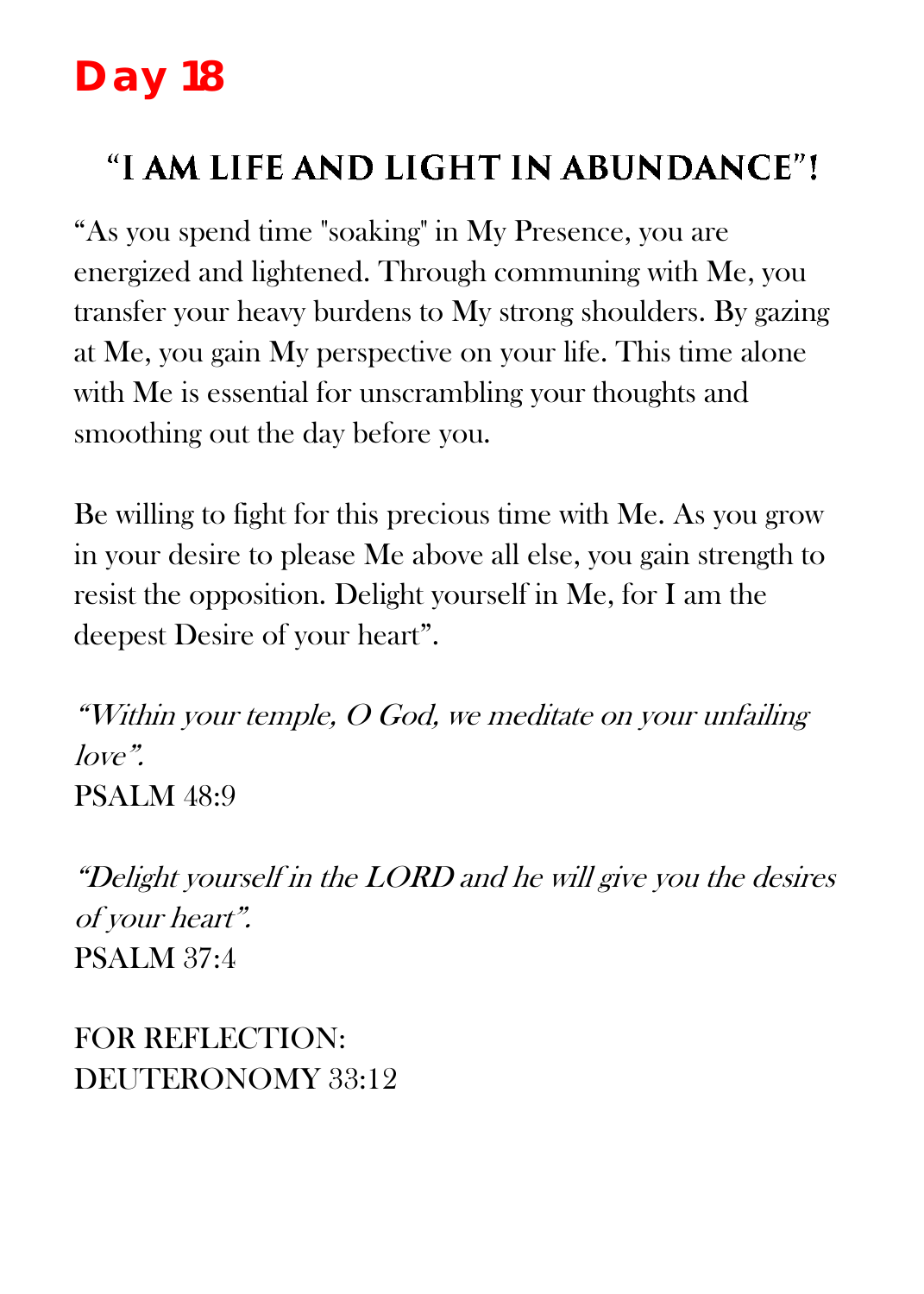# Day 18

## "I AM LIFE AND LIGHT IN ABUNDANCE"!

"As you spend time "soaking" in My Presence, you are energized and lightened. Through communing with Me, you transfer your heavy burdens to My strong shoulders. By gazing at Me, you gain My perspective on your life. This time alone with Me is essential for unscrambling your thoughts and smoothing out the day before you.

Be willing to fight for this precious time with Me. As you grow in your desire to please Me above all else, you gain strength to resist the opposition. Delight yourself in Me, for I am the deepest Desire of your heart".

*"Within your temple, O God, we meditate on your unfailing love".*
PSALM 48:9

*"Delight yourself in the LORD and he will give you the desires of your heart".*
PSALM 37:4

FOR REFLECTION:
DEUTERONOMY 33:12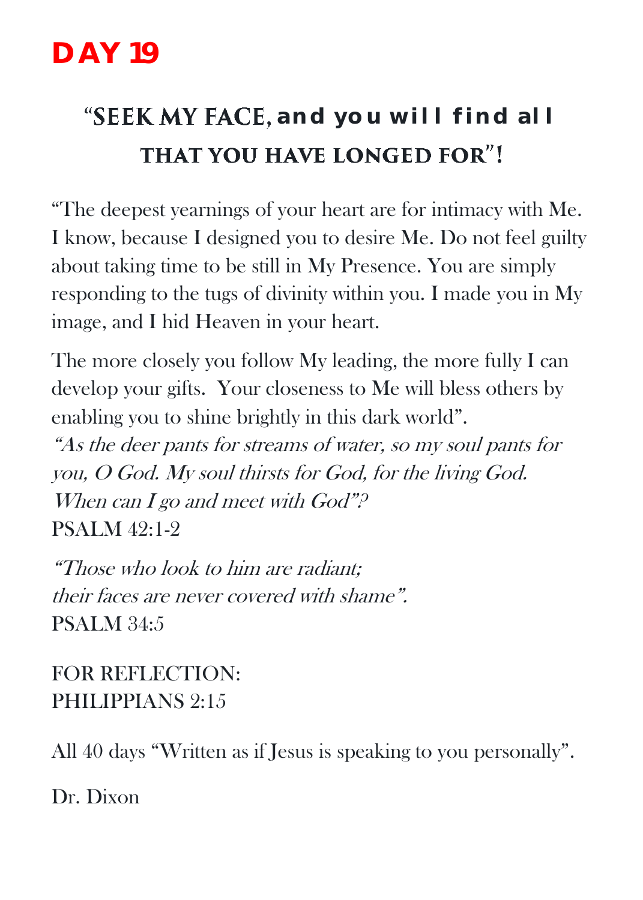# DAY 19

## "SEEK MY FACE, and you will find all THAT YOU HAVE LONGED FOR"!

"The deepest yearnings of your heart are for intimacy with Me. I know, because I designed you to desire Me. Do not feel guilty about taking time to be still in My Presence. You are simply responding to the tugs of divinity within you. I made you in My image, and I hid Heaven in your heart.

The more closely you follow My leading, the more fully I can develop your gifts. Your closeness to Me will bless others by enabling you to shine brightly in this dark world".
*"As the deer pants for streams of water, so my soul pants for you, O God. My soul thirsts for God, for the living God. When can I go and meet with God"?*
PSALM 42:1-2

*"Those who look to him are radiant; their faces are never covered with shame".*
PSALM 34:5

FOR REFLECTION:
PHILIPPIANS 2:15

All 40 days "Written as if Jesus is speaking to you personally".

Dr. Dixon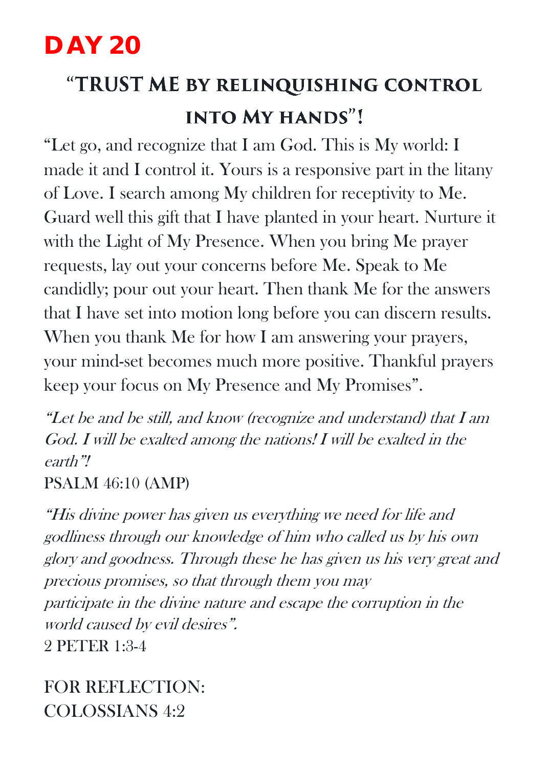# DAY 20

## "TRUST ME BY RELINQUISHING CONTROL INTO MY HANDS"!

"Let go, and recognize that I am God. This is My world: I made it and I control it. Yours is a responsive part in the litany of Love. I search among My children for receptivity to Me. Guard well this gift that I have planted in your heart. Nurture it with the Light of My Presence. When you bring Me prayer requests, lay out your concerns before Me. Speak to Me candidly; pour out your heart. Then thank Me for the answers that I have set into motion long before you can discern results. When you thank Me for how I am answering your prayers, your mind-set becomes much more positive. Thankful prayers keep your focus on My Presence and My Promises".

*"Let be and be still, and know (recognize and understand) that I am God. I will be exalted among the nations! I will be exalted in the earth"!*
PSALM 46:10 (AMP)

*"His divine power has given us everything we need for life and godliness through our knowledge of him who called us by his own glory and goodness. Through these he has given us his very great and precious promises, so that through them you may participate in the divine nature and escape the corruption in the world caused by evil desires".*
2 PETER 1:3-4

FOR REFLECTION:
COLOSSIANS 4:2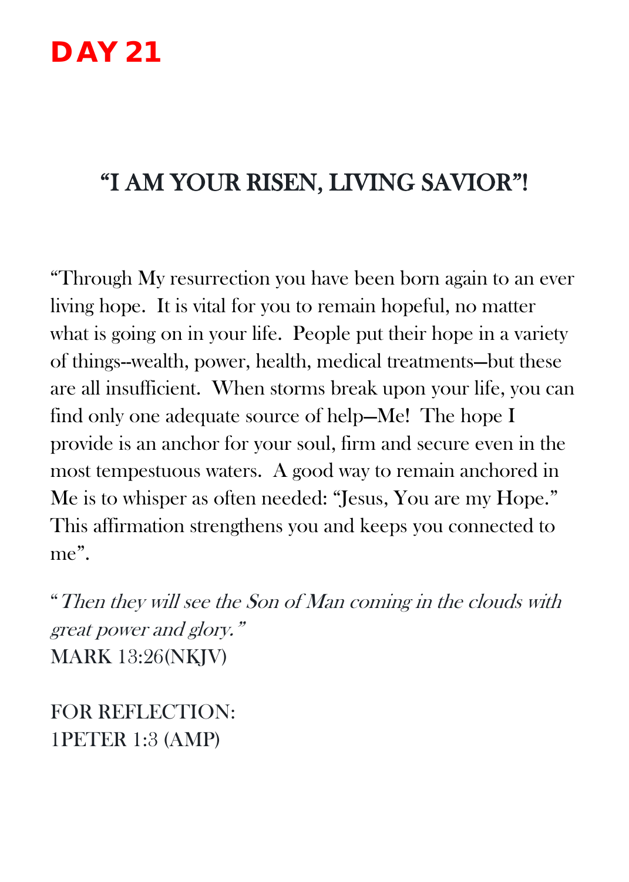# DAY 21

## "I AM YOUR RISEN, LIVING SAVIOR"!

"Through My resurrection you have been born again to an ever living hope. It is vital for you to remain hopeful, no matter what is going on in your life. People put their hope in a variety of things--wealth, power, health, medical treatments—but these are all insufficient. When storms break upon your life, you can find only one adequate source of help—Me! The hope I provide is an anchor for your soul, firm and secure even in the most tempestuous waters. A good way to remain anchored in Me is to whisper as often needed: "Jesus, You are my Hope." This affirmation strengthens you and keeps you connected to me".

"*Then they will see the Son of Man coming in the clouds with great power and glory.*"
MARK 13:26(NKJV)

FOR REFLECTION:
1PETER 1:3 (AMP)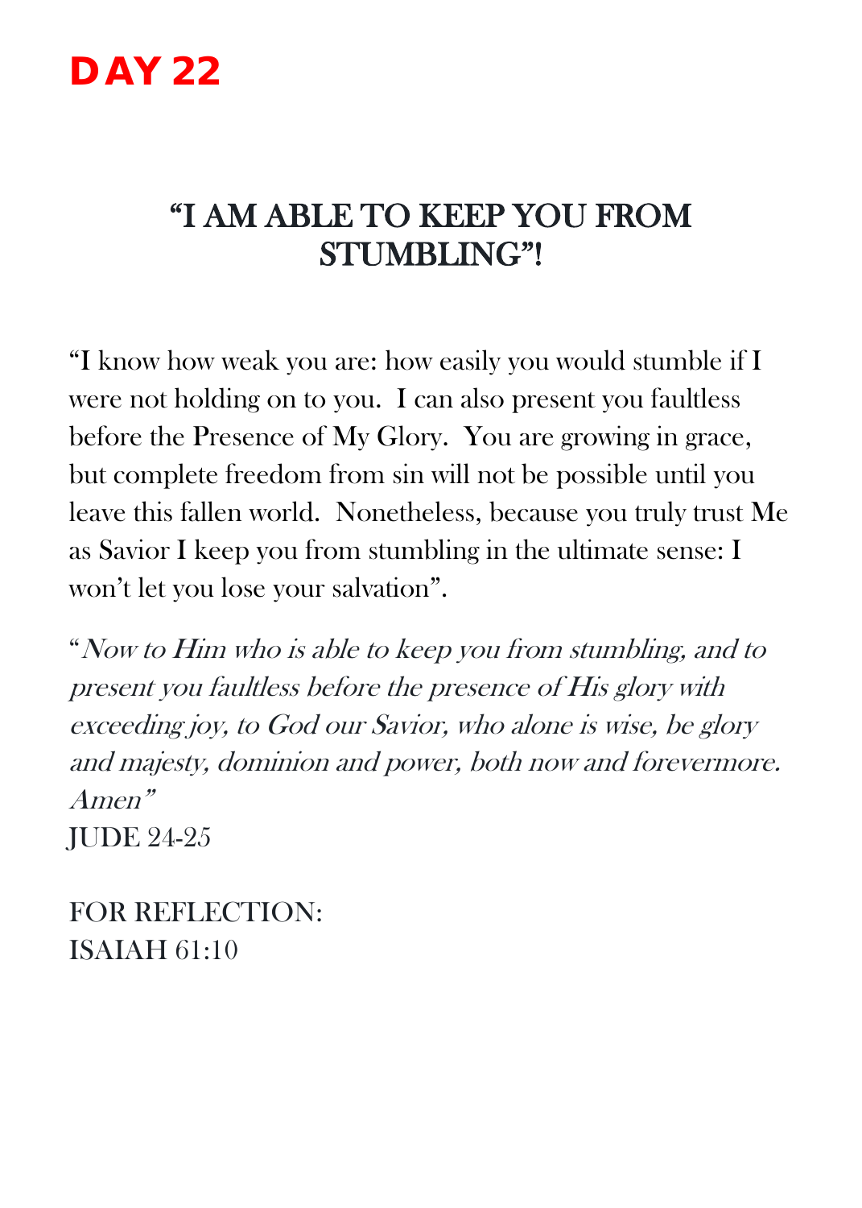# DAY 22

## "I AM ABLE TO KEEP YOU FROM STUMBLING"!

"I know how weak you are: how easily you would stumble if I were not holding on to you.  I can also present you faultless before the Presence of My Glory.  You are growing in grace, but complete freedom from sin will not be possible until you leave this fallen world.  Nonetheless, because you truly trust Me as Savior I keep you from stumbling in the ultimate sense: I won't let you lose your salvation".

"*Now to Him who is able to keep you from stumbling, and to present you faultless before the presence of His glory with exceeding joy, to God our Savior, who alone is wise, be glory and majesty, dominion and power, both now and forevermore. Amen"*
JUDE 24-25

FOR REFLECTION:
ISAIAH 61:10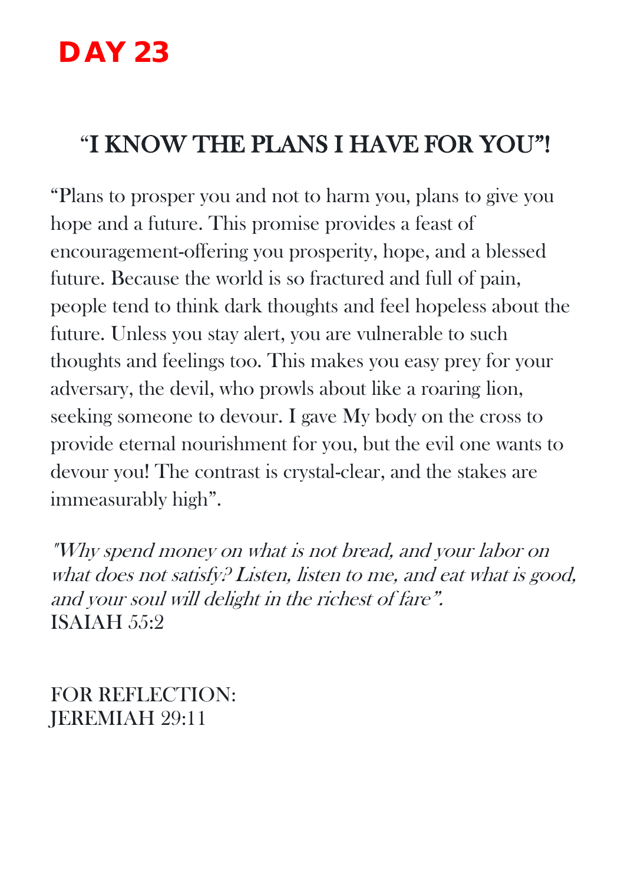# DAY 23

## "I KNOW THE PLANS I HAVE FOR YOU"!

"Plans to prosper you and not to harm you, plans to give you hope and a future. This promise provides a feast of encouragement-offering you prosperity, hope, and a blessed future. Because the world is so fractured and full of pain, people tend to think dark thoughts and feel hopeless about the future. Unless you stay alert, you are vulnerable to such thoughts and feelings too. This makes you easy prey for your adversary, the devil, who prowls about like a roaring lion, seeking someone to devour. I gave My body on the cross to provide eternal nourishment for you, but the evil one wants to devour you! The contrast is crystal-clear, and the stakes are immeasurably high".

*"Why spend money on what is not bread, and your labor on what does not satisfy? Listen, listen to me, and eat what is good, and your soul will delight in the richest of fare".*
ISAIAH 55:2

FOR REFLECTION:
JEREMIAH 29:11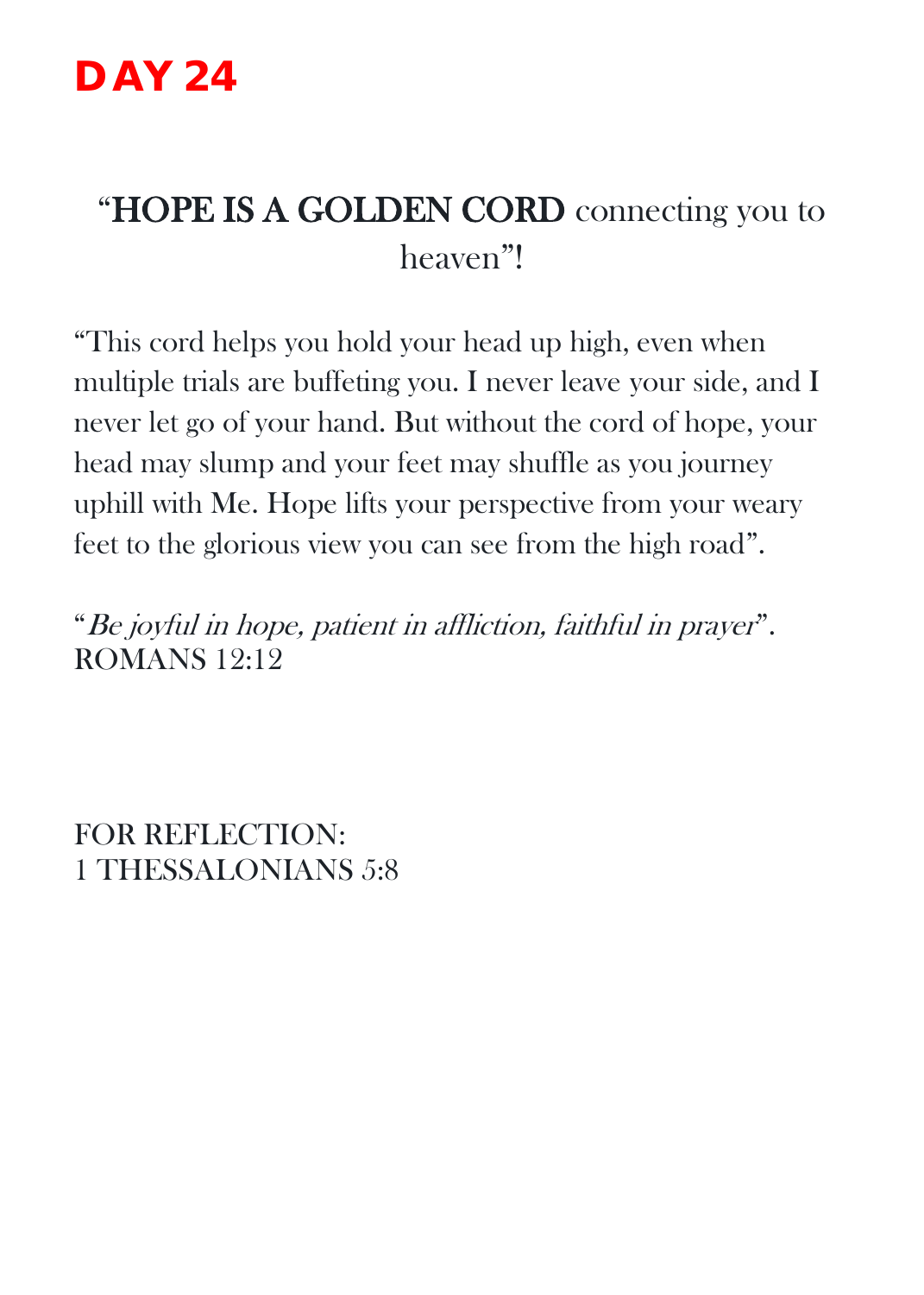# DAY 24

## “**HOPE IS A GOLDEN CORD** connecting you to heaven”!

“This cord helps you hold your head up high, even when multiple trials are buffeting you. I never leave your side, and I never let go of your hand. But without the cord of hope, your head may slump and your feet may shuffle as you journey uphill with Me. Hope lifts your perspective from your weary feet to the glorious view you can see from the high road”.

“*Be joyful in hope, patient in affliction, faithful in prayer*”.
ROMANS 12:12

FOR REFLECTION:
1 THESSALONIANS 5:8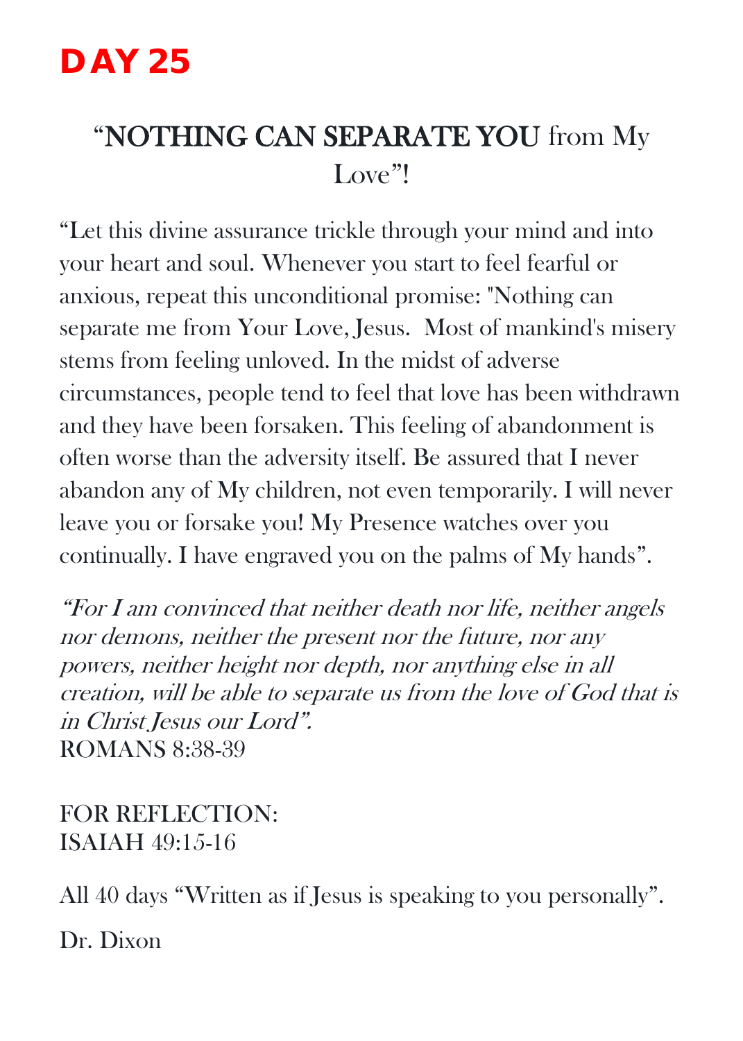# DAY 25

## "NOTHING CAN SEPARATE YOU from My Love"!

"Let this divine assurance trickle through your mind and into your heart and soul. Whenever you start to feel fearful or anxious, repeat this unconditional promise: "Nothing can separate me from Your Love, Jesus. Most of mankind's misery stems from feeling unloved. In the midst of adverse circumstances, people tend to feel that love has been withdrawn and they have been forsaken. This feeling of abandonment is often worse than the adversity itself. Be assured that I never abandon any of My children, not even temporarily. I will never leave you or forsake you! My Presence watches over you continually. I have engraved you on the palms of My hands".

*"For I am convinced that neither death nor life, neither angels nor demons, neither the present nor the future, nor any powers, neither height nor depth, nor anything else in all creation, will be able to separate us from the love of God that is in Christ Jesus our Lord".*
ROMANS 8:38-39

FOR REFLECTION:
ISAIAH 49:15-16

All 40 days "Written as if Jesus is speaking to you personally".

Dr. Dixon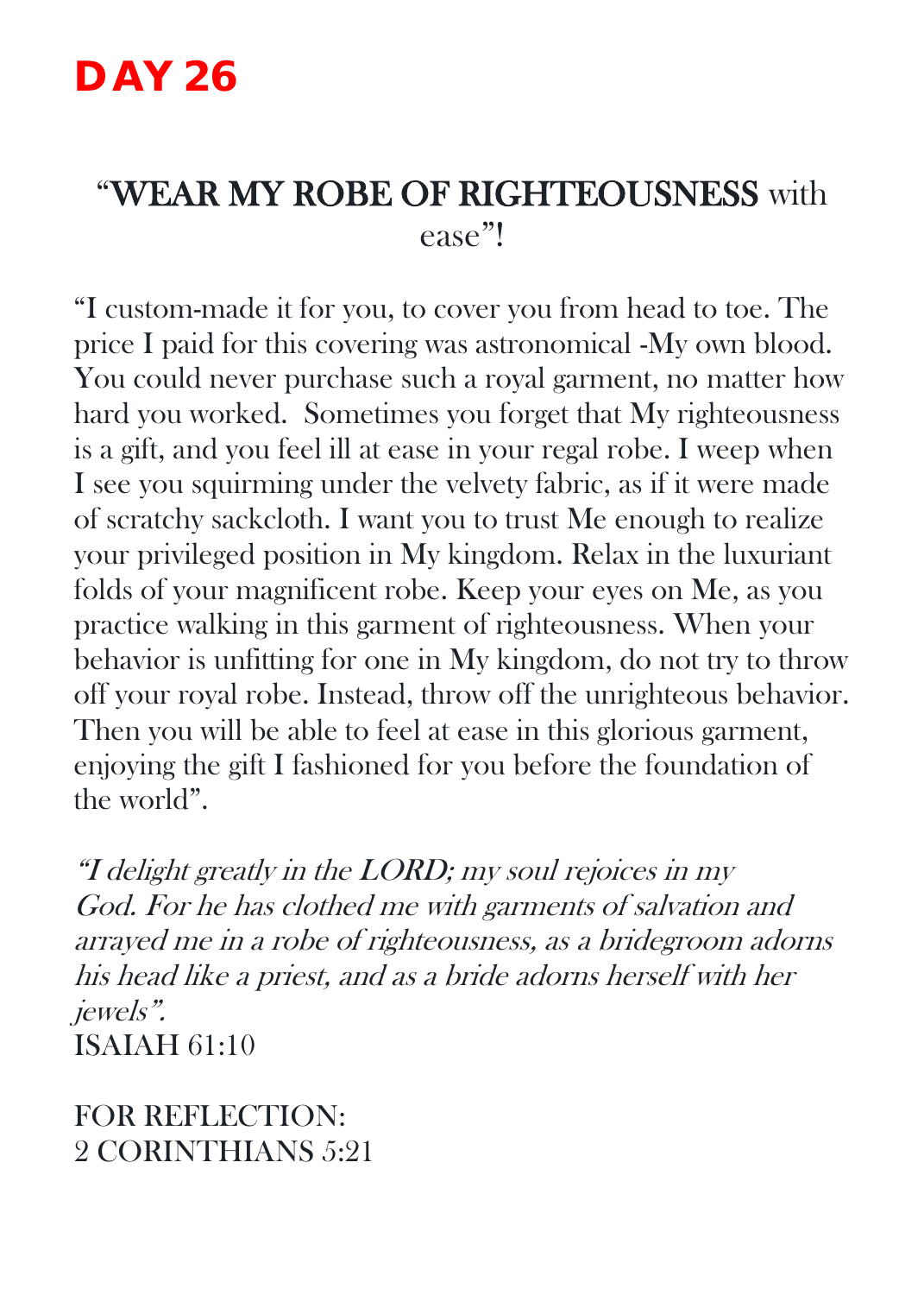# DAY 26

## "WEAR MY ROBE OF RIGHTEOUSNESS with ease"!

"I custom-made it for you, to cover you from head to toe. The price I paid for this covering was astronomical -My own blood. You could never purchase such a royal garment, no matter how hard you worked. Sometimes you forget that My righteousness is a gift, and you feel ill at ease in your regal robe. I weep when I see you squirming under the velvety fabric, as if it were made of scratchy sackcloth. I want you to trust Me enough to realize your privileged position in My kingdom. Relax in the luxuriant folds of your magnificent robe. Keep your eyes on Me, as you practice walking in this garment of righteousness. When your behavior is unfitting for one in My kingdom, do not try to throw off your royal robe. Instead, throw off the unrighteous behavior. Then you will be able to feel at ease in this glorious garment, enjoying the gift I fashioned for you before the foundation of the world".

*"I delight greatly in the LORD; my soul rejoices in my God. For he has clothed me with garments of salvation and arrayed me in a robe of righteousness, as a bridegroom adorns his head like a priest, and as a bride adorns herself with her jewels".*
ISAIAH 61:10

FOR REFLECTION:
2 CORINTHIANS 5:21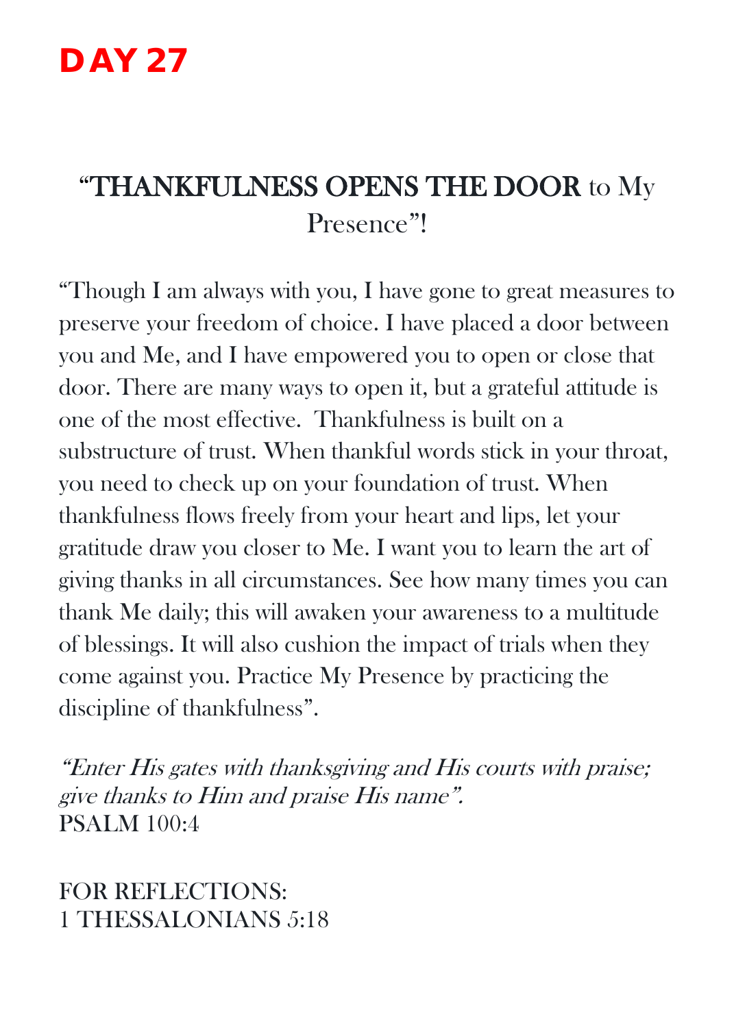# DAY 27

## "THANKFULNESS OPENS THE DOOR to My Presence"!

"Though I am always with you, I have gone to great measures to preserve your freedom of choice. I have placed a door between you and Me, and I have empowered you to open or close that door. There are many ways to open it, but a grateful attitude is one of the most effective.  Thankfulness is built on a substructure of trust. When thankful words stick in your throat, you need to check up on your foundation of trust. When thankfulness flows freely from your heart and lips, let your gratitude draw you closer to Me. I want you to learn the art of giving thanks in all circumstances. See how many times you can thank Me daily; this will awaken your awareness to a multitude of blessings. It will also cushion the impact of trials when they come against you. Practice My Presence by practicing the discipline of thankfulness".

*"Enter His gates with thanksgiving and His courts with praise; give thanks to Him and praise His name".*
PSALM 100:4

FOR REFLECTIONS:
1 THESSALONIANS 5:18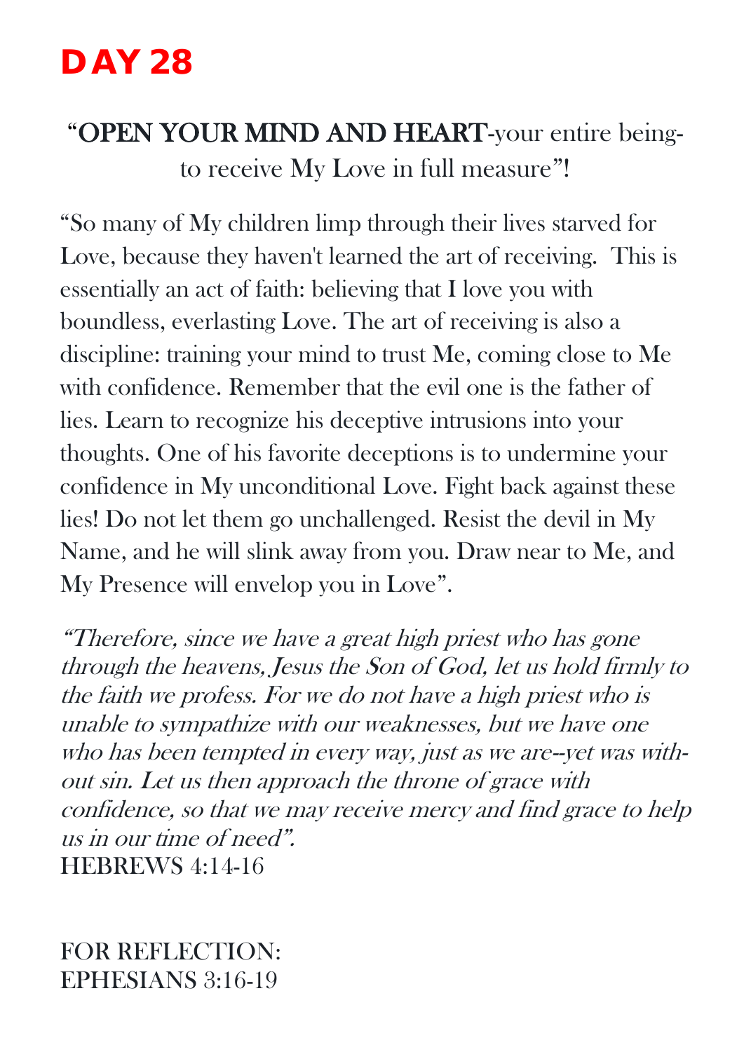# DAY 28

## "OPEN YOUR MIND AND HEART-your entire being-to receive My Love in full measure"!

"So many of My children limp through their lives starved for Love, because they haven't learned the art of receiving. This is essentially an act of faith: believing that I love you with boundless, everlasting Love. The art of receiving is also a discipline: training your mind to trust Me, coming close to Me with confidence. Remember that the evil one is the father of lies. Learn to recognize his deceptive intrusions into your thoughts. One of his favorite deceptions is to undermine your confidence in My unconditional Love. Fight back against these lies! Do not let them go unchallenged. Resist the devil in My Name, and he will slink away from you. Draw near to Me, and My Presence will envelop you in Love".

*"Therefore, since we have a great high priest who has gone through the heavens, Jesus the Son of God, let us hold firmly to the faith we profess. For we do not have a high priest who is unable to sympathize with our weaknesses, but we have one who has been tempted in every way, just as we are--yet was without sin. Let us then approach the throne of grace with confidence, so that we may receive mercy and find grace to help us in our time of need".*
HEBREWS 4:14-16

FOR REFLECTION:
EPHESIANS 3:16-19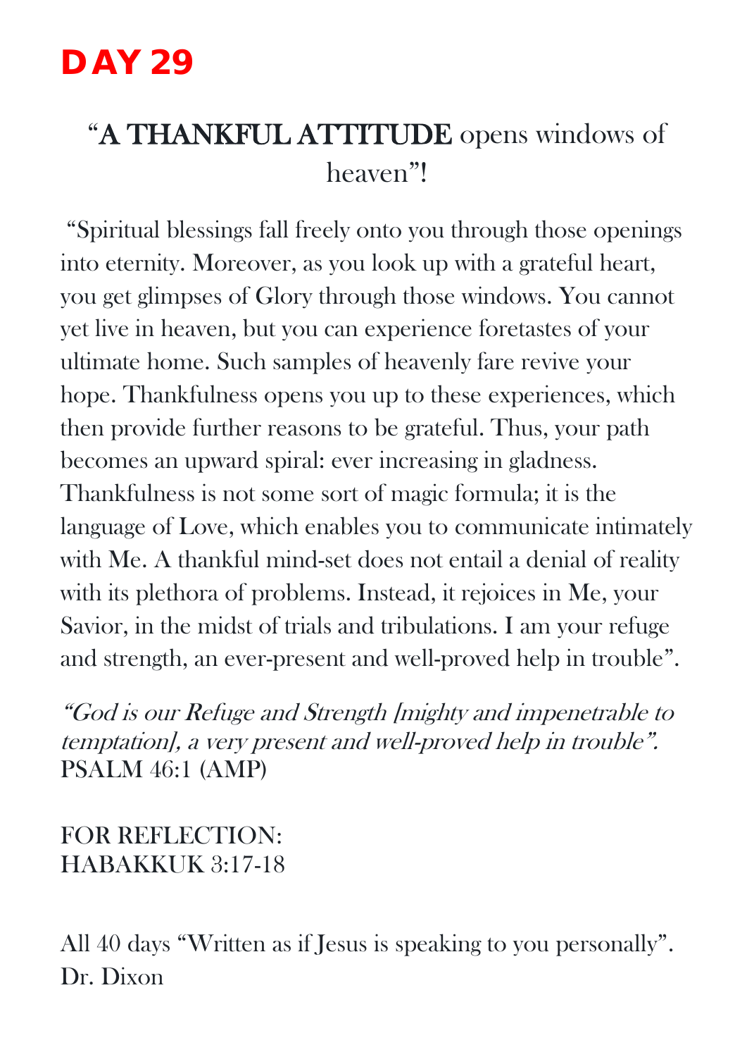# DAY 29

## "**A THANKFUL ATTITUDE** opens windows of heaven"!

"Spiritual blessings fall freely onto you through those openings into eternity. Moreover, as you look up with a grateful heart, you get glimpses of Glory through those windows. You cannot yet live in heaven, but you can experience foretastes of your ultimate home. Such samples of heavenly fare revive your hope. Thankfulness opens you up to these experiences, which then provide further reasons to be grateful. Thus, your path becomes an upward spiral: ever increasing in gladness. Thankfulness is not some sort of magic formula; it is the language of Love, which enables you to communicate intimately with Me. A thankful mind-set does not entail a denial of reality with its plethora of problems. Instead, it rejoices in Me, your Savior, in the midst of trials and tribulations. I am your refuge and strength, an ever-present and well-proved help in trouble".

*"God is our Refuge and Strength [mighty and impenetrable to temptation], a very present and well-proved help in trouble".*
PSALM 46:1 (AMP)

FOR REFLECTION:
HABAKKUK 3:17-18

All 40 days "Written as if Jesus is speaking to you personally".
Dr. Dixon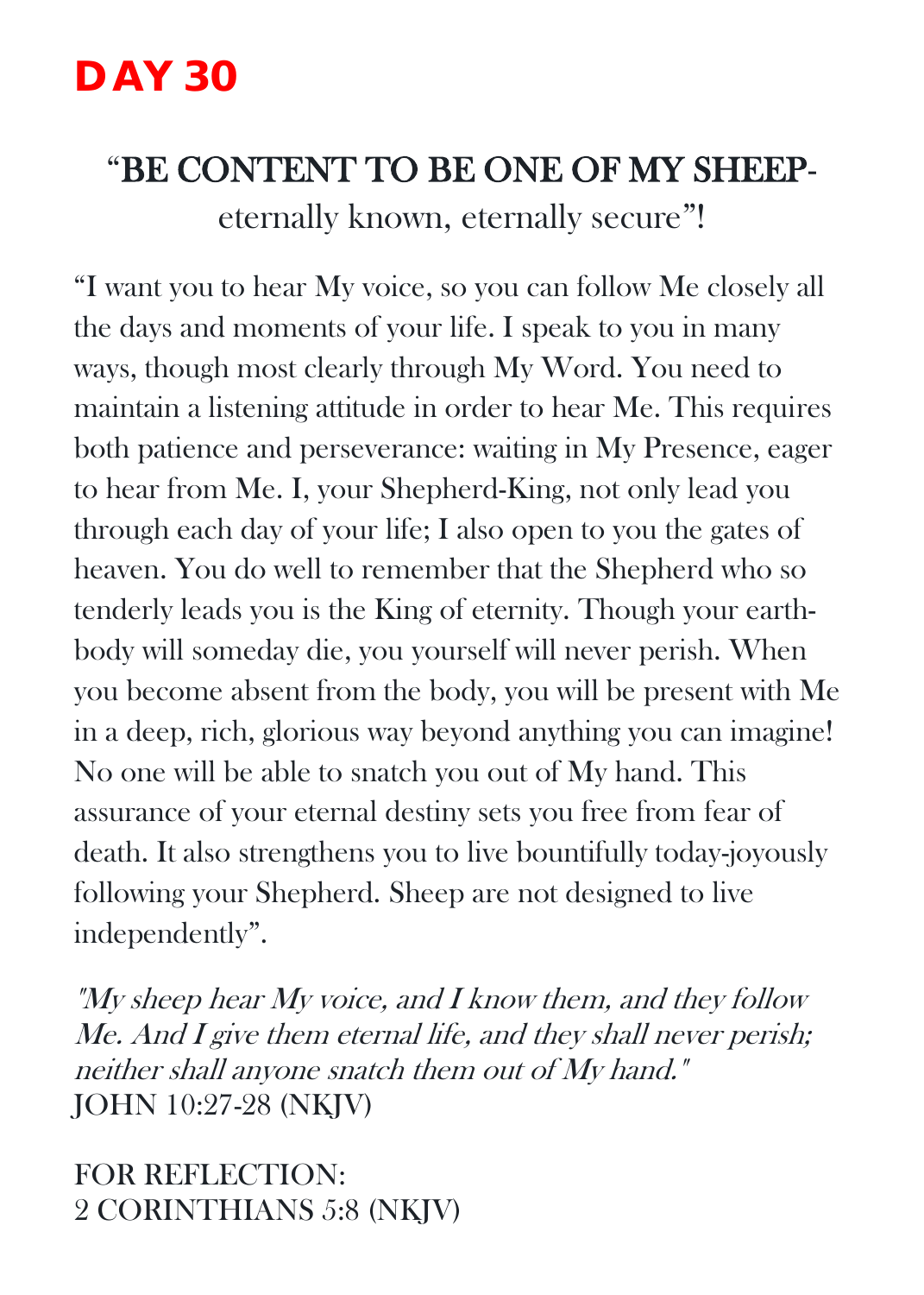# DAY 30

## "BE CONTENT TO BE ONE OF MY SHEEP-
eternally known, eternally secure"!

"I want you to hear My voice, so you can follow Me closely all the days and moments of your life. I speak to you in many ways, though most clearly through My Word. You need to maintain a listening attitude in order to hear Me. This requires both patience and perseverance: waiting in My Presence, eager to hear from Me. I, your Shepherd-King, not only lead you through each day of your life; I also open to you the gates of heaven. You do well to remember that the Shepherd who so tenderly leads you is the King of eternity. Though your earth-body will someday die, you yourself will never perish. When you become absent from the body, you will be present with Me in a deep, rich, glorious way beyond anything you can imagine! No one will be able to snatch you out of My hand. This assurance of your eternal destiny sets you free from fear of death. It also strengthens you to live bountifully today-joyously following your Shepherd. Sheep are not designed to live independently".

*"My sheep hear My voice, and I know them, and they follow Me. And I give them eternal life, and they shall never perish; neither shall anyone snatch them out of My hand."*
JOHN 10:27-28 (NKJV)

FOR REFLECTION:
2 CORINTHIANS 5:8 (NKJV)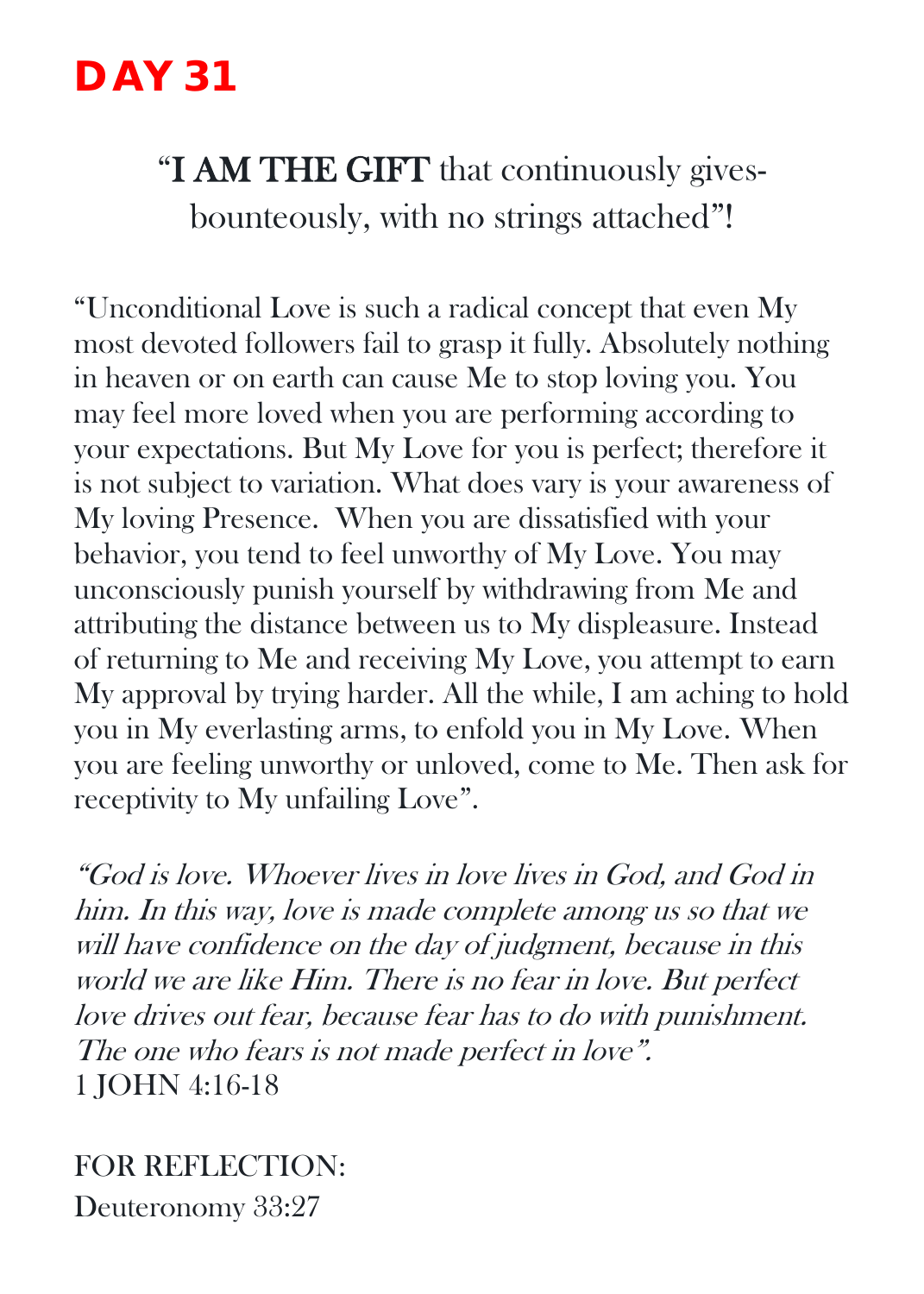# DAY 31

“**I AM THE GIFT** that continuously gives-bounteously, with no strings attached”!

“Unconditional Love is such a radical concept that even My most devoted followers fail to grasp it fully. Absolutely nothing in heaven or on earth can cause Me to stop loving you. You may feel more loved when you are performing according to your expectations. But My Love for you is perfect; therefore it is not subject to variation. What does vary is your awareness of My loving Presence. When you are dissatisfied with your behavior, you tend to feel unworthy of My Love. You may unconsciously punish yourself by withdrawing from Me and attributing the distance between us to My displeasure. Instead of returning to Me and receiving My Love, you attempt to earn My approval by trying harder. All the while, I am aching to hold you in My everlasting arms, to enfold you in My Love. When you are feeling unworthy or unloved, come to Me. Then ask for receptivity to My unfailing Love”.

*“God is love. Whoever lives in love lives in God, and God in him. In this way, love is made complete among us so that we will have confidence on the day of judgment, because in this world we are like Him. There is no fear in love. But perfect love drives out fear, because fear has to do with punishment. The one who fears is not made perfect in love”.*
1 JOHN 4:16-18

FOR REFLECTION:
Deuteronomy 33:27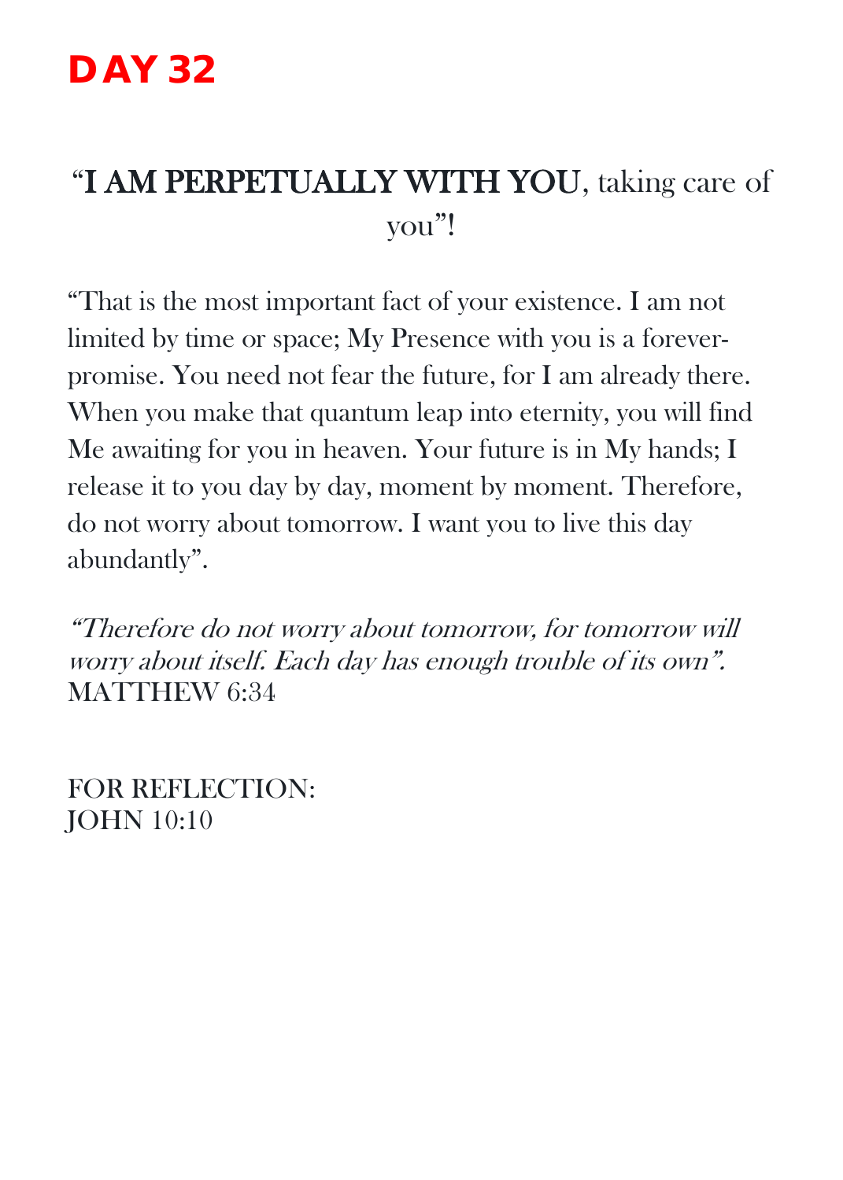# DAY 32

## “**I AM PERPETUALLY WITH YOU**, taking care of you”!

“That is the most important fact of your existence. I am not limited by time or space; My Presence with you is a forever-promise. You need not fear the future, for I am already there. When you make that quantum leap into eternity, you will find Me awaiting for you in heaven. Your future is in My hands; I release it to you day by day, moment by moment. Therefore, do not worry about tomorrow. I want you to live this day abundantly”.

*“Therefore do not worry about tomorrow, for tomorrow will worry about itself. Each day has enough trouble of its own”.*
MATTHEW 6:34

FOR REFLECTION:
JOHN 10:10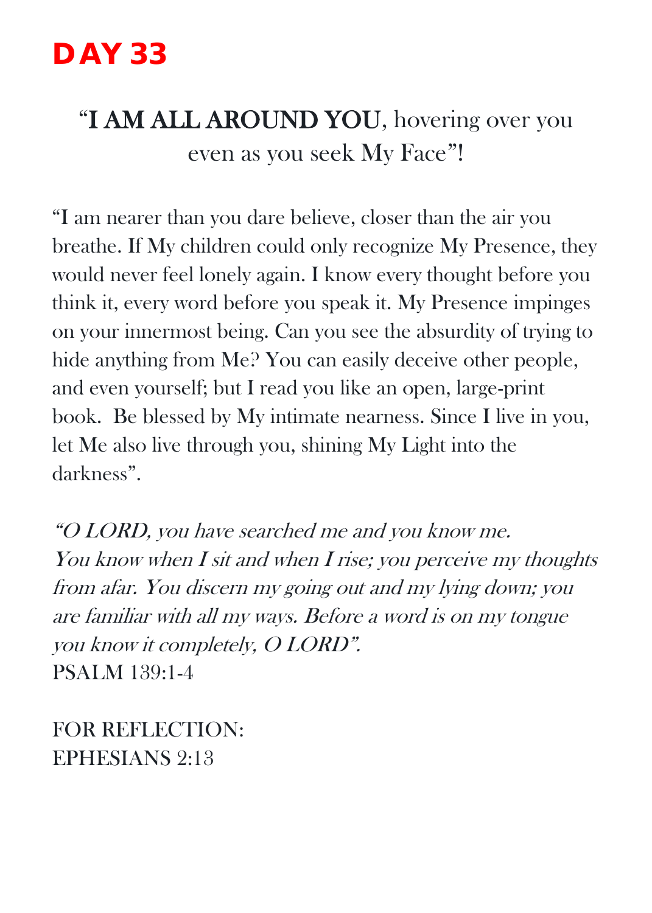# DAY 33

## “**I AM ALL AROUND YOU**, hovering over you even as you seek My Face”!

“I am nearer than you dare believe, closer than the air you breathe. If My children could only recognize My Presence, they would never feel lonely again. I know every thought before you think it, every word before you speak it. My Presence impinges on your innermost being. Can you see the absurdity of trying to hide anything from Me? You can easily deceive other people, and even yourself; but I read you like an open, large-print book. Be blessed by My intimate nearness. Since I live in you, let Me also live through you, shining My Light into the darkness”.

*“O LORD, you have searched me and you know me. You know when I sit and when I rise; you perceive my thoughts from afar. You discern my going out and my lying down; you are familiar with all my ways. Before a word is on my tongue you know it completely, O LORD”.*
PSALM 139:1-4

FOR REFLECTION:
EPHESIANS 2:13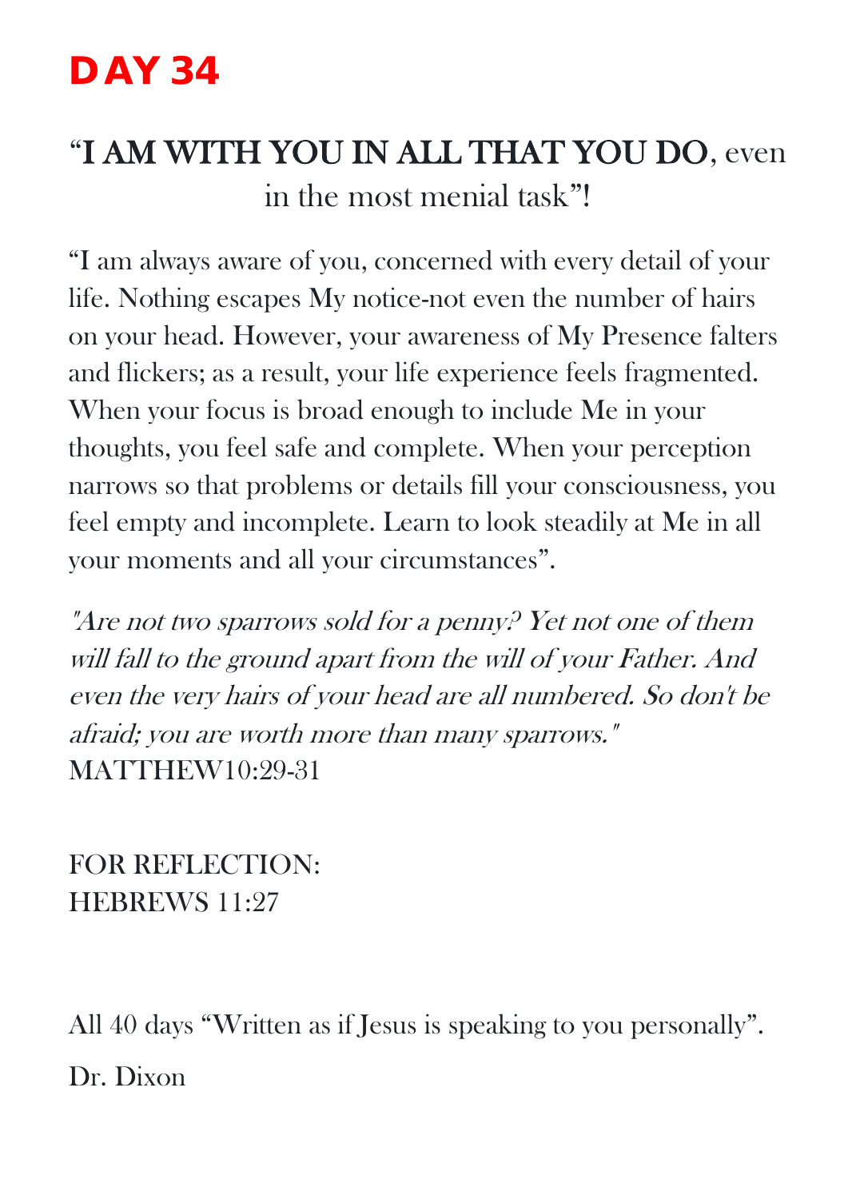# DAY 34

## "I AM WITH YOU IN ALL THAT YOU DO, even in the most menial task"!

"I am always aware of you, concerned with every detail of your life. Nothing escapes My notice-not even the number of hairs on your head. However, your awareness of My Presence falters and flickers; as a result, your life experience feels fragmented. When your focus is broad enough to include Me in your thoughts, you feel safe and complete. When your perception narrows so that problems or details fill your consciousness, you feel empty and incomplete. Learn to look steadily at Me in all your moments and all your circumstances".

*"Are not two sparrows sold for a penny? Yet not one of them will fall to the ground apart from the will of your Father. And even the very hairs of your head are all numbered. So don't be afraid; you are worth more than many sparrows."*
MATTHEW10:29-31

FOR REFLECTION:
HEBREWS 11:27

All 40 days "Written as if Jesus is speaking to you personally".

Dr. Dixon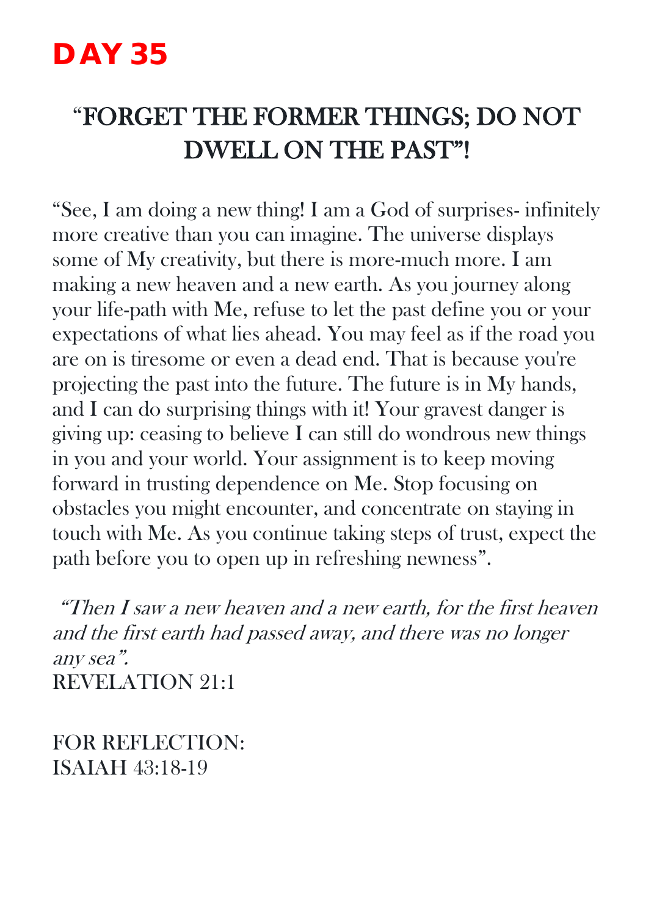# DAY 35

## "FORGET THE FORMER THINGS; DO NOT DWELL ON THE PAST"!

"See, I am doing a new thing! I am a God of surprises- infinitely more creative than you can imagine. The universe displays some of My creativity, but there is more-much more. I am making a new heaven and a new earth. As you journey along your life-path with Me, refuse to let the past define you or your expectations of what lies ahead. You may feel as if the road you are on is tiresome or even a dead end. That is because you're projecting the past into the future. The future is in My hands, and I can do surprising things with it! Your gravest danger is giving up: ceasing to believe I can still do wondrous new things in you and your world. Your assignment is to keep moving forward in trusting dependence on Me. Stop focusing on obstacles you might encounter, and concentrate on staying in touch with Me. As you continue taking steps of trust, expect the path before you to open up in refreshing newness".

*"Then I saw a new heaven and a new earth, for the first heaven and the first earth had passed away, and there was no longer any sea".*
REVELATION 21:1

FOR REFLECTION:
ISAIAH 43:18-19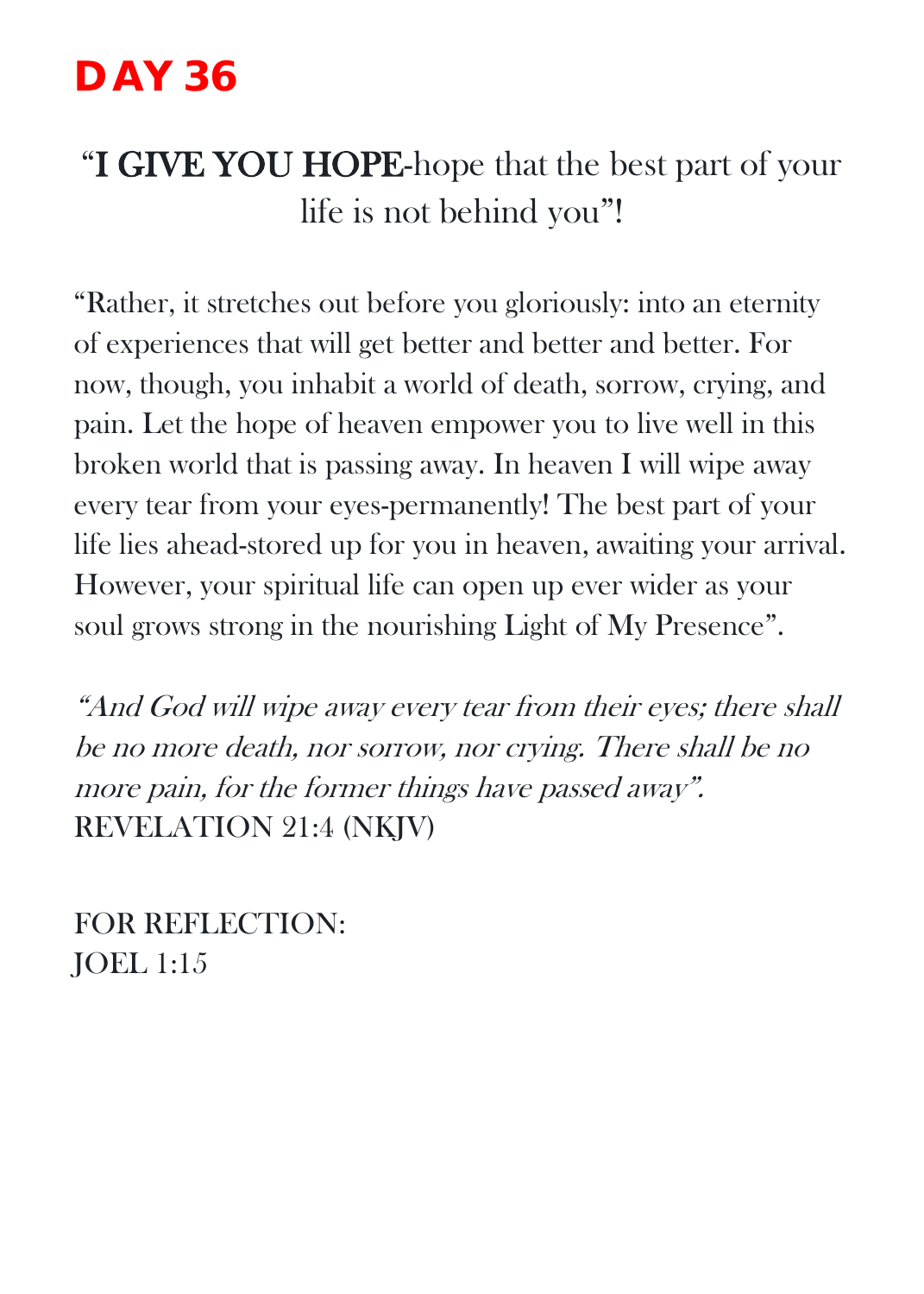# DAY 36

## "I GIVE YOU HOPE-hope that the best part of your life is not behind you"!

"Rather, it stretches out before you gloriously: into an eternity of experiences that will get better and better and better. For now, though, you inhabit a world of death, sorrow, crying, and pain. Let the hope of heaven empower you to live well in this broken world that is passing away. In heaven I will wipe away every tear from your eyes-permanently! The best part of your life lies ahead-stored up for you in heaven, awaiting your arrival. However, your spiritual life can open up ever wider as your soul grows strong in the nourishing Light of My Presence".

*"And God will wipe away every tear from their eyes; there shall be no more death, nor sorrow, nor crying. There shall be no more pain, for the former things have passed away".*
REVELATION 21:4 (NKJV)

FOR REFLECTION:
JOEL 1:15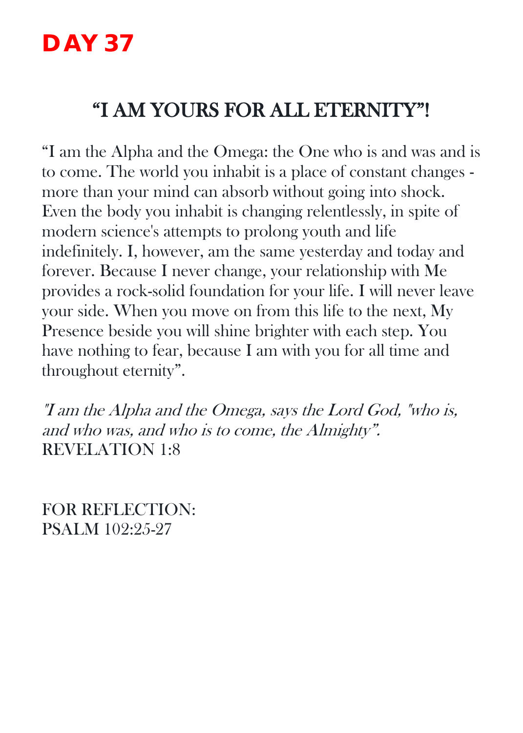# DAY 37

## “I AM YOURS FOR ALL ETERNITY”!

“I am the Alpha and the Omega: the One who is and was and is to come. The world you inhabit is a place of constant changes - more than your mind can absorb without going into shock. Even the body you inhabit is changing relentlessly, in spite of modern science's attempts to prolong youth and life indefinitely. I, however, am the same yesterday and today and forever. Because I never change, your relationship with Me provides a rock-solid foundation for your life. I will never leave your side. When you move on from this life to the next, My Presence beside you will shine brighter with each step. You have nothing to fear, because I am with you for all time and throughout eternity”.

*"I am the Alpha and the Omega, says the Lord God, "who is, and who was, and who is to come, the Almighty”.*
REVELATION 1:8

FOR REFLECTION:
PSALM 102:25-27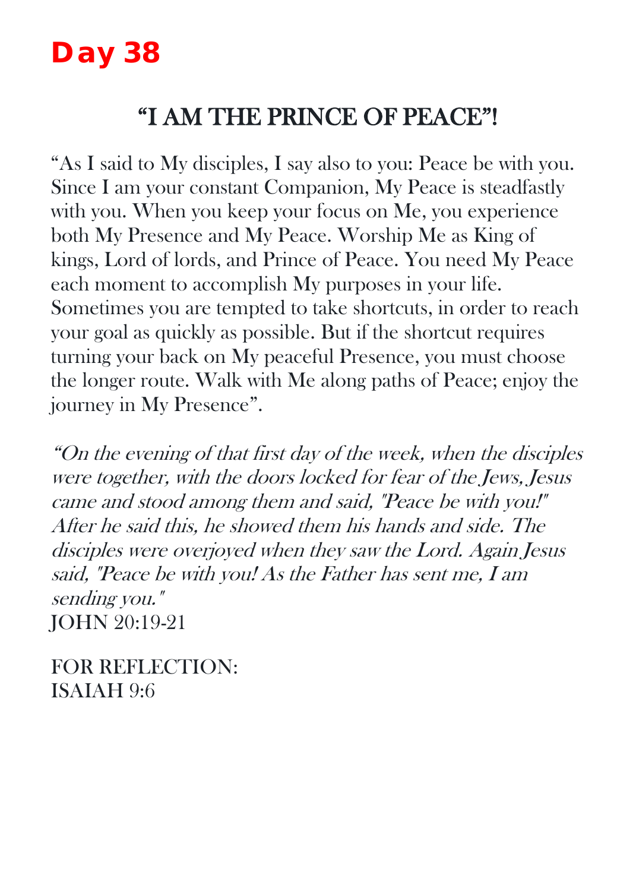# Day 38

## "I AM THE PRINCE OF PEACE"!

"As I said to My disciples, I say also to you: Peace be with you. Since I am your constant Companion, My Peace is steadfastly with you. When you keep your focus on Me, you experience both My Presence and My Peace. Worship Me as King of kings, Lord of lords, and Prince of Peace. You need My Peace each moment to accomplish My purposes in your life. Sometimes you are tempted to take shortcuts, in order to reach your goal as quickly as possible. But if the shortcut requires turning your back on My peaceful Presence, you must choose the longer route. Walk with Me along paths of Peace; enjoy the journey in My Presence".

*"On the evening of that first day of the week, when the disciples were together, with the doors locked for fear of the Jews, Jesus came and stood among them and said, "Peace be with you!" After he said this, he showed them his hands and side. The disciples were overjoyed when they saw the Lord. Again Jesus said, "Peace be with you! As the Father has sent me, I am sending you."*
JOHN 20:19-21

FOR REFLECTION:
ISAIAH 9:6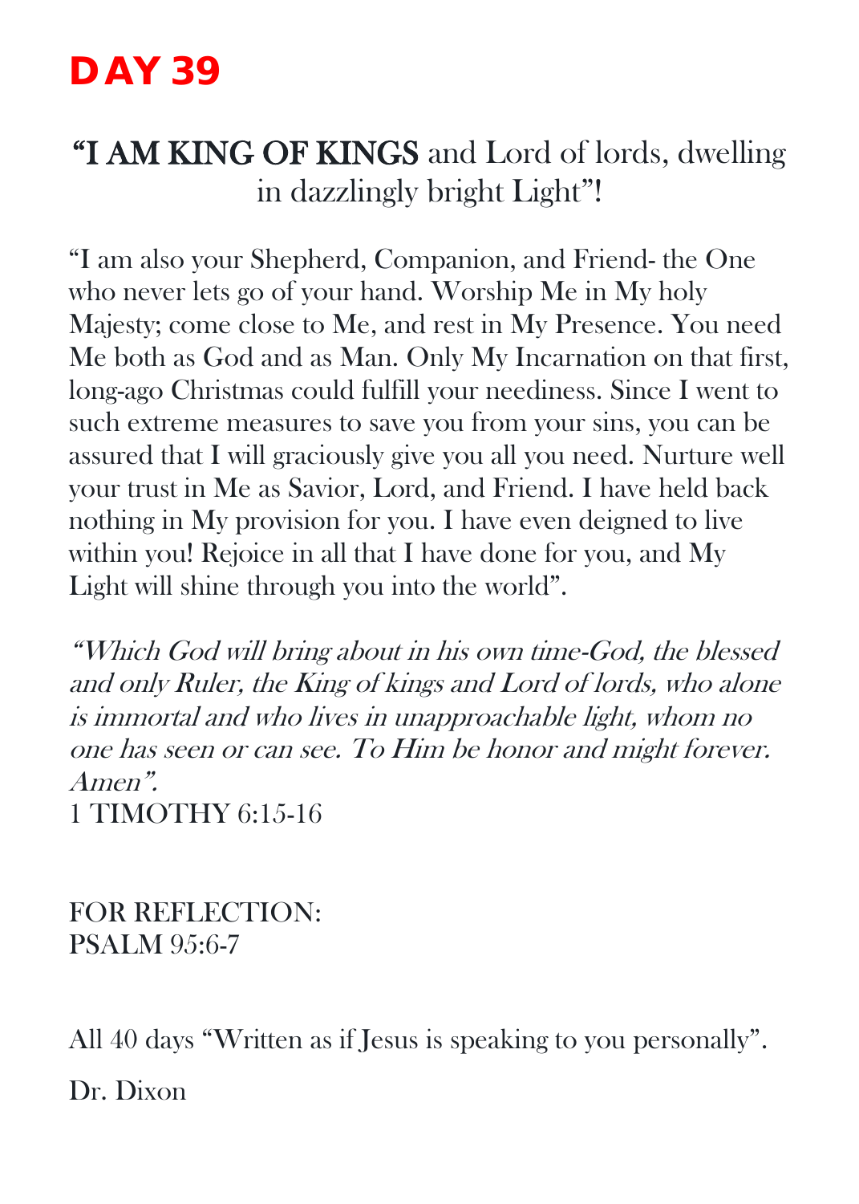# DAY 39

## "I AM KING OF KINGS and Lord of lords, dwelling in dazzlingly bright Light"!

"I am also your Shepherd, Companion, and Friend- the One who never lets go of your hand. Worship Me in My holy Majesty; come close to Me, and rest in My Presence. You need Me both as God and as Man. Only My Incarnation on that first, long-ago Christmas could fulfill your neediness. Since I went to such extreme measures to save you from your sins, you can be assured that I will graciously give you all you need. Nurture well your trust in Me as Savior, Lord, and Friend. I have held back nothing in My provision for you. I have even deigned to live within you! Rejoice in all that I have done for you, and My Light will shine through you into the world".

*"Which God will bring about in his own time-God, the blessed and only Ruler, the King of kings and Lord of lords, who alone is immortal and who lives in unapproachable light, whom no one has seen or can see. To Him be honor and might forever. Amen".*
1 TIMOTHY 6:15-16

FOR REFLECTION:
PSALM 95:6-7

All 40 days "Written as if Jesus is speaking to you personally".

Dr. Dixon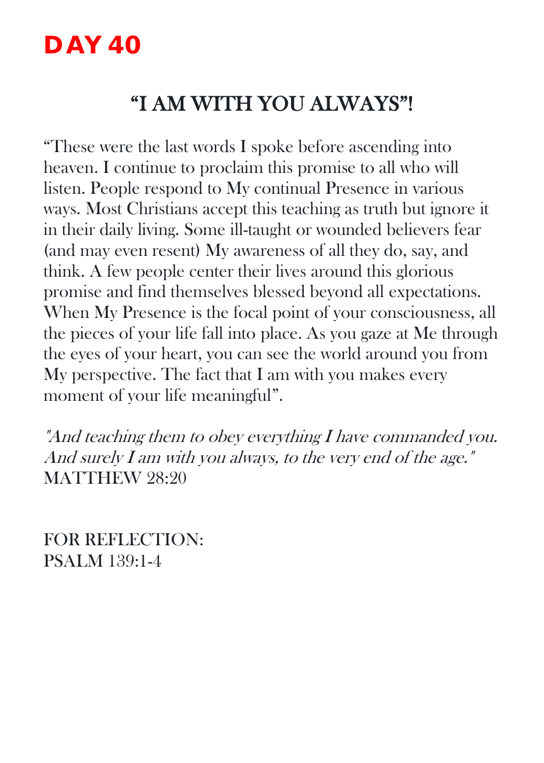# DAY 40

## "I AM WITH YOU ALWAYS"!

"These were the last words I spoke before ascending into heaven. I continue to proclaim this promise to all who will listen. People respond to My continual Presence in various ways. Most Christians accept this teaching as truth but ignore it in their daily living. Some ill-taught or wounded believers fear (and may even resent) My awareness of all they do, say, and think. A few people center their lives around this glorious promise and find themselves blessed beyond all expectations. When My Presence is the focal point of your consciousness, all the pieces of your life fall into place. As you gaze at Me through the eyes of your heart, you can see the world around you from My perspective. The fact that I am with you makes every moment of your life meaningful".

*"And teaching them to obey everything I have commanded you. And surely I am with you always, to the very end of the age."*
MATTHEW 28:20

FOR REFLECTION:
PSALM 139:1-4